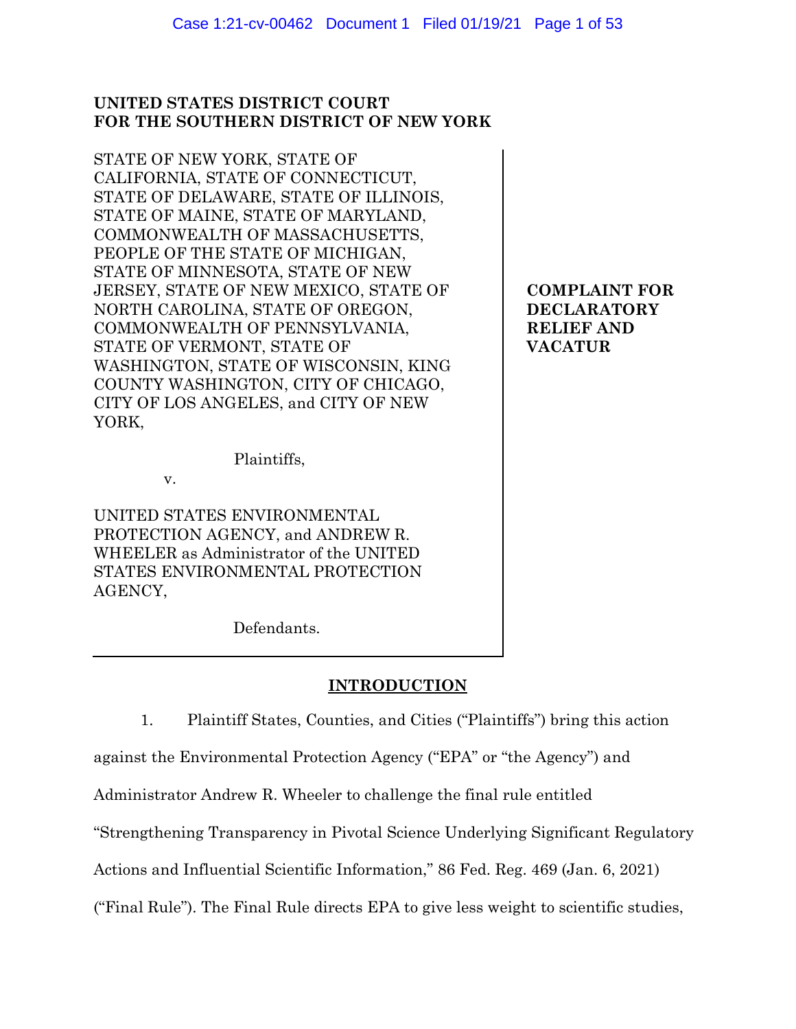**UNITED STATES DISTRICT COURT**
**FOR THE SOUTHERN DISTRICT OF NEW YORK**

STATE OF NEW YORK, STATE OF CALIFORNIA, STATE OF CONNECTICUT, STATE OF DELAWARE, STATE OF ILLINOIS, STATE OF MAINE, STATE OF MARYLAND, COMMONWEALTH OF MASSACHUSETTS, PEOPLE OF THE STATE OF MICHIGAN, STATE OF MINNESOTA, STATE OF NEW JERSEY, STATE OF NEW MEXICO, STATE OF NORTH CAROLINA, STATE OF OREGON, COMMONWEALTH OF PENNSYLVANIA, STATE OF VERMONT, STATE OF WASHINGTON, STATE OF WISCONSIN, KING COUNTY WASHINGTON, CITY OF CHICAGO, CITY OF LOS ANGELES, and CITY OF NEW YORK,

Plaintiffs,

v.

UNITED STATES ENVIRONMENTAL PROTECTION AGENCY, and ANDREW R. WHEELER as Administrator of the UNITED STATES ENVIRONMENTAL PROTECTION AGENCY,

Defendants.

**COMPLAINT FOR DECLARATORY RELIEF AND VACATUR**

## INTRODUCTION

1. Plaintiff States, Counties, and Cities ("Plaintiffs") bring this action against the Environmental Protection Agency ("EPA" or "the Agency") and Administrator Andrew R. Wheeler to challenge the final rule entitled "Strengthening Transparency in Pivotal Science Underlying Significant Regulatory Actions and Influential Scientific Information," 86 Fed. Reg. 469 (Jan. 6, 2021) ("Final Rule"). The Final Rule directs EPA to give less weight to scientific studies,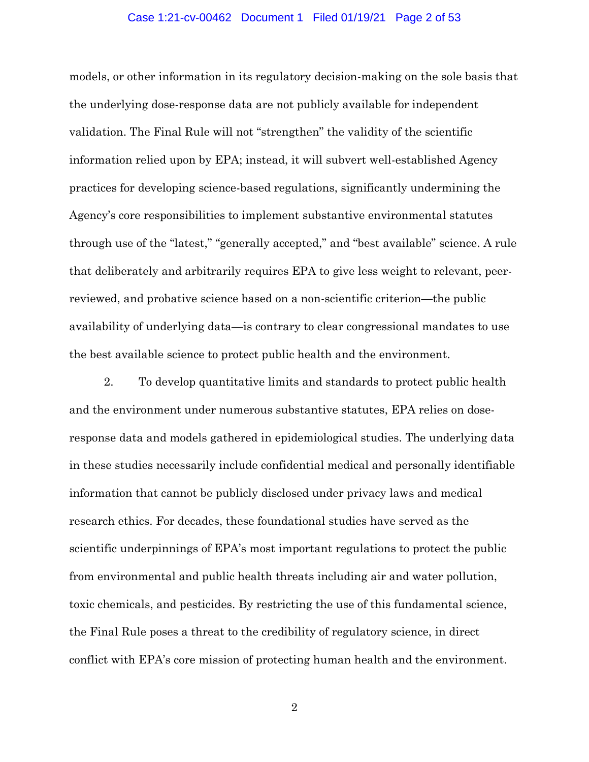models, or other information in its regulatory decision-making on the sole basis that the underlying dose-response data are not publicly available for independent validation. The Final Rule will not "strengthen" the validity of the scientific information relied upon by EPA; instead, it will subvert well-established Agency practices for developing science-based regulations, significantly undermining the Agency's core responsibilities to implement substantive environmental statutes through use of the "latest," "generally accepted," and "best available" science. A rule that deliberately and arbitrarily requires EPA to give less weight to relevant, peer-reviewed, and probative science based on a non-scientific criterion—the public availability of underlying data—is contrary to clear congressional mandates to use the best available science to protect public health and the environment.

2. To develop quantitative limits and standards to protect public health and the environment under numerous substantive statutes, EPA relies on dose-response data and models gathered in epidemiological studies. The underlying data in these studies necessarily include confidential medical and personally identifiable information that cannot be publicly disclosed under privacy laws and medical research ethics. For decades, these foundational studies have served as the scientific underpinnings of EPA's most important regulations to protect the public from environmental and public health threats including air and water pollution, toxic chemicals, and pesticides. By restricting the use of this fundamental science, the Final Rule poses a threat to the credibility of regulatory science, in direct conflict with EPA's core mission of protecting human health and the environment.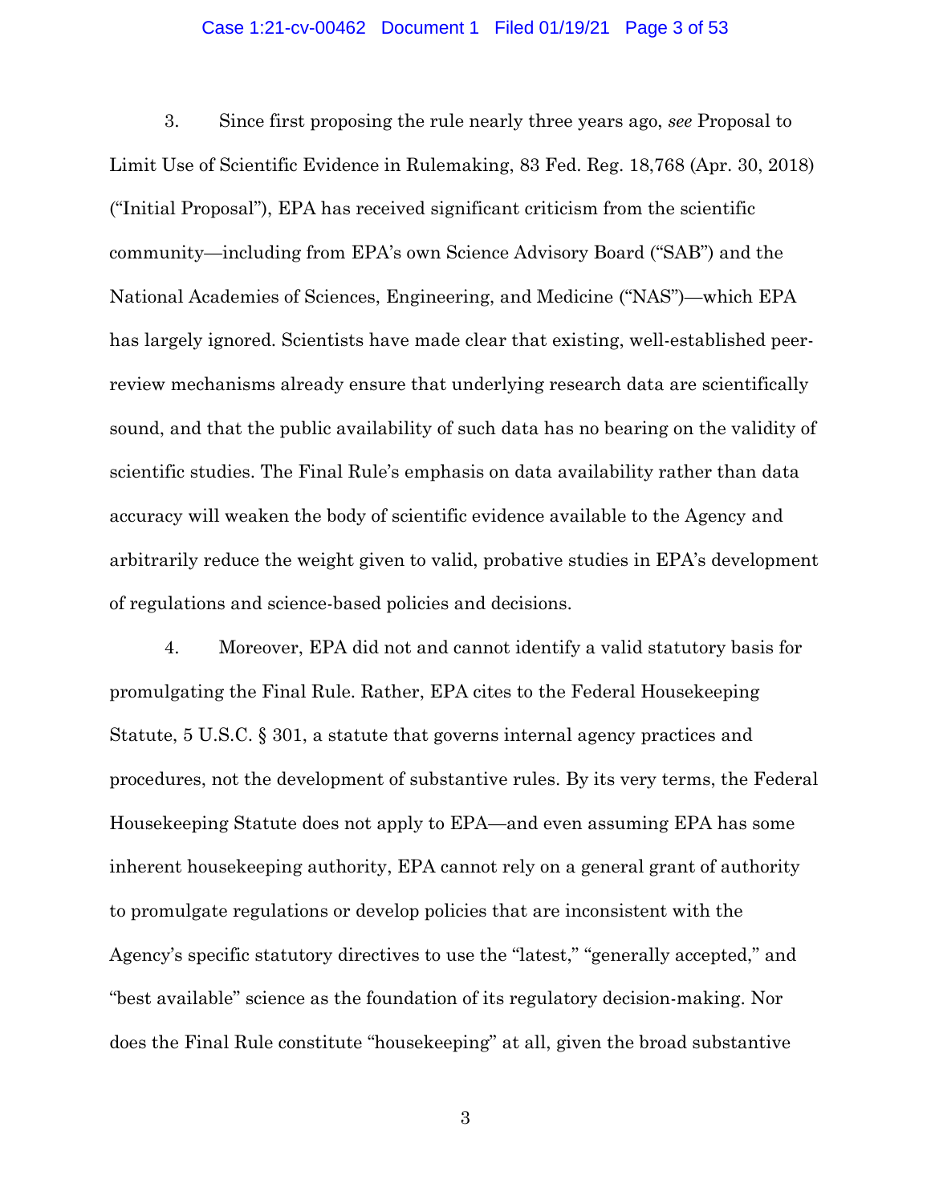3. Since first proposing the rule nearly three years ago, *see* Proposal to Limit Use of Scientific Evidence in Rulemaking, 83 Fed. Reg. 18,768 (Apr. 30, 2018) ("Initial Proposal"), EPA has received significant criticism from the scientific community—including from EPA's own Science Advisory Board ("SAB") and the National Academies of Sciences, Engineering, and Medicine ("NAS")—which EPA has largely ignored. Scientists have made clear that existing, well-established peer-review mechanisms already ensure that underlying research data are scientifically sound, and that the public availability of such data has no bearing on the validity of scientific studies. The Final Rule's emphasis on data availability rather than data accuracy will weaken the body of scientific evidence available to the Agency and arbitrarily reduce the weight given to valid, probative studies in EPA's development of regulations and science-based policies and decisions.

4. Moreover, EPA did not and cannot identify a valid statutory basis for promulgating the Final Rule. Rather, EPA cites to the Federal Housekeeping Statute, 5 U.S.C. § 301, a statute that governs internal agency practices and procedures, not the development of substantive rules. By its very terms, the Federal Housekeeping Statute does not apply to EPA—and even assuming EPA has some inherent housekeeping authority, EPA cannot rely on a general grant of authority to promulgate regulations or develop policies that are inconsistent with the Agency's specific statutory directives to use the "latest," "generally accepted," and "best available" science as the foundation of its regulatory decision-making. Nor does the Final Rule constitute "housekeeping" at all, given the broad substantive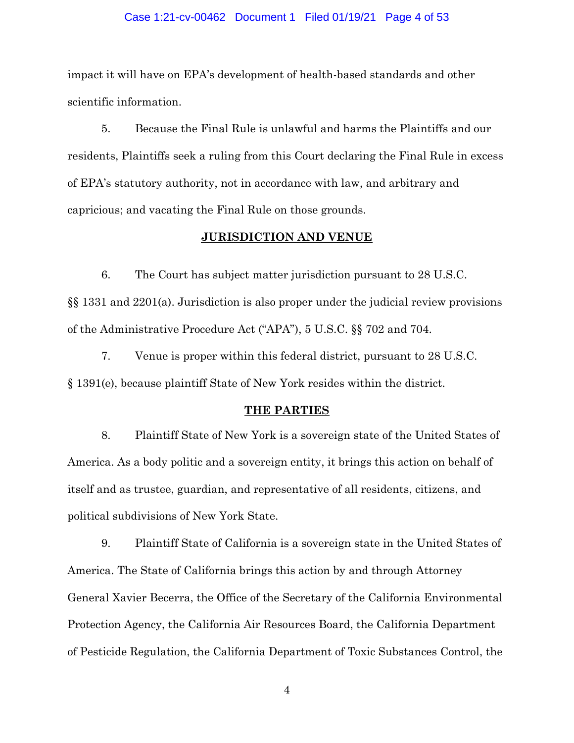impact it will have on EPA's development of health-based standards and other scientific information.

5. Because the Final Rule is unlawful and harms the Plaintiffs and our residents, Plaintiffs seek a ruling from this Court declaring the Final Rule in excess of EPA's statutory authority, not in accordance with law, and arbitrary and capricious; and vacating the Final Rule on those grounds.

## JURISDICTION AND VENUE

6. The Court has subject matter jurisdiction pursuant to 28 U.S.C. §§ 1331 and 2201(a). Jurisdiction is also proper under the judicial review provisions of the Administrative Procedure Act ("APA"), 5 U.S.C. §§ 702 and 704.

7. Venue is proper within this federal district, pursuant to 28 U.S.C. § 1391(e), because plaintiff State of New York resides within the district.

## THE PARTIES

8. Plaintiff State of New York is a sovereign state of the United States of America. As a body politic and a sovereign entity, it brings this action on behalf of itself and as trustee, guardian, and representative of all residents, citizens, and political subdivisions of New York State.

9. Plaintiff State of California is a sovereign state in the United States of America. The State of California brings this action by and through Attorney General Xavier Becerra, the Office of the Secretary of the California Environmental Protection Agency, the California Air Resources Board, the California Department of Pesticide Regulation, the California Department of Toxic Substances Control, the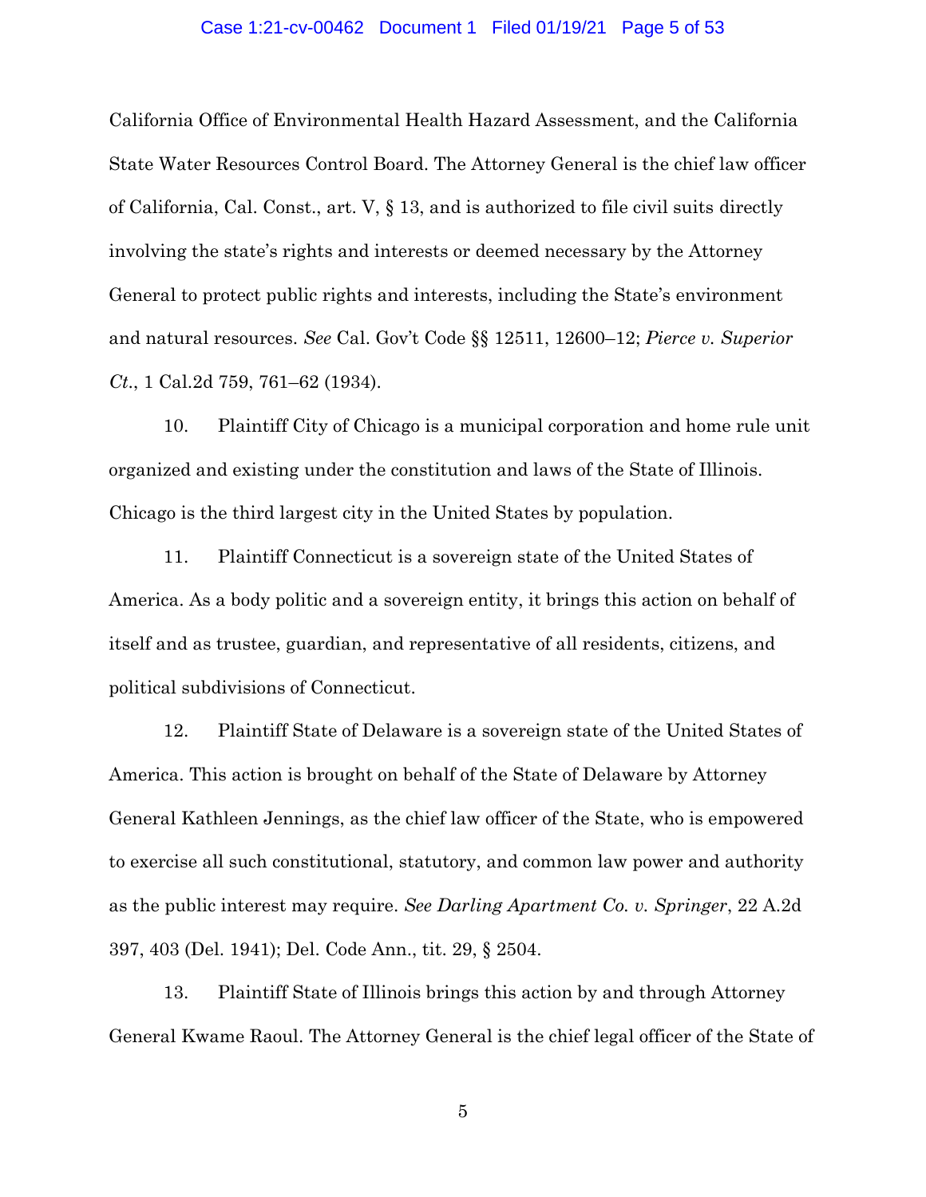California Office of Environmental Health Hazard Assessment, and the California State Water Resources Control Board. The Attorney General is the chief law officer of California, Cal. Const., art. V, § 13, and is authorized to file civil suits directly involving the state's rights and interests or deemed necessary by the Attorney General to protect public rights and interests, including the State's environment and natural resources. *See* Cal. Gov't Code §§ 12511, 12600–12; *Pierce v. Superior Ct.*, 1 Cal.2d 759, 761–62 (1934).

10. Plaintiff City of Chicago is a municipal corporation and home rule unit organized and existing under the constitution and laws of the State of Illinois. Chicago is the third largest city in the United States by population.

11. Plaintiff Connecticut is a sovereign state of the United States of America. As a body politic and a sovereign entity, it brings this action on behalf of itself and as trustee, guardian, and representative of all residents, citizens, and political subdivisions of Connecticut.

12. Plaintiff State of Delaware is a sovereign state of the United States of America. This action is brought on behalf of the State of Delaware by Attorney General Kathleen Jennings, as the chief law officer of the State, who is empowered to exercise all such constitutional, statutory, and common law power and authority as the public interest may require. *See Darling Apartment Co. v. Springer*, 22 A.2d 397, 403 (Del. 1941); Del. Code Ann., tit. 29, § 2504.

13. Plaintiff State of Illinois brings this action by and through Attorney General Kwame Raoul. The Attorney General is the chief legal officer of the State of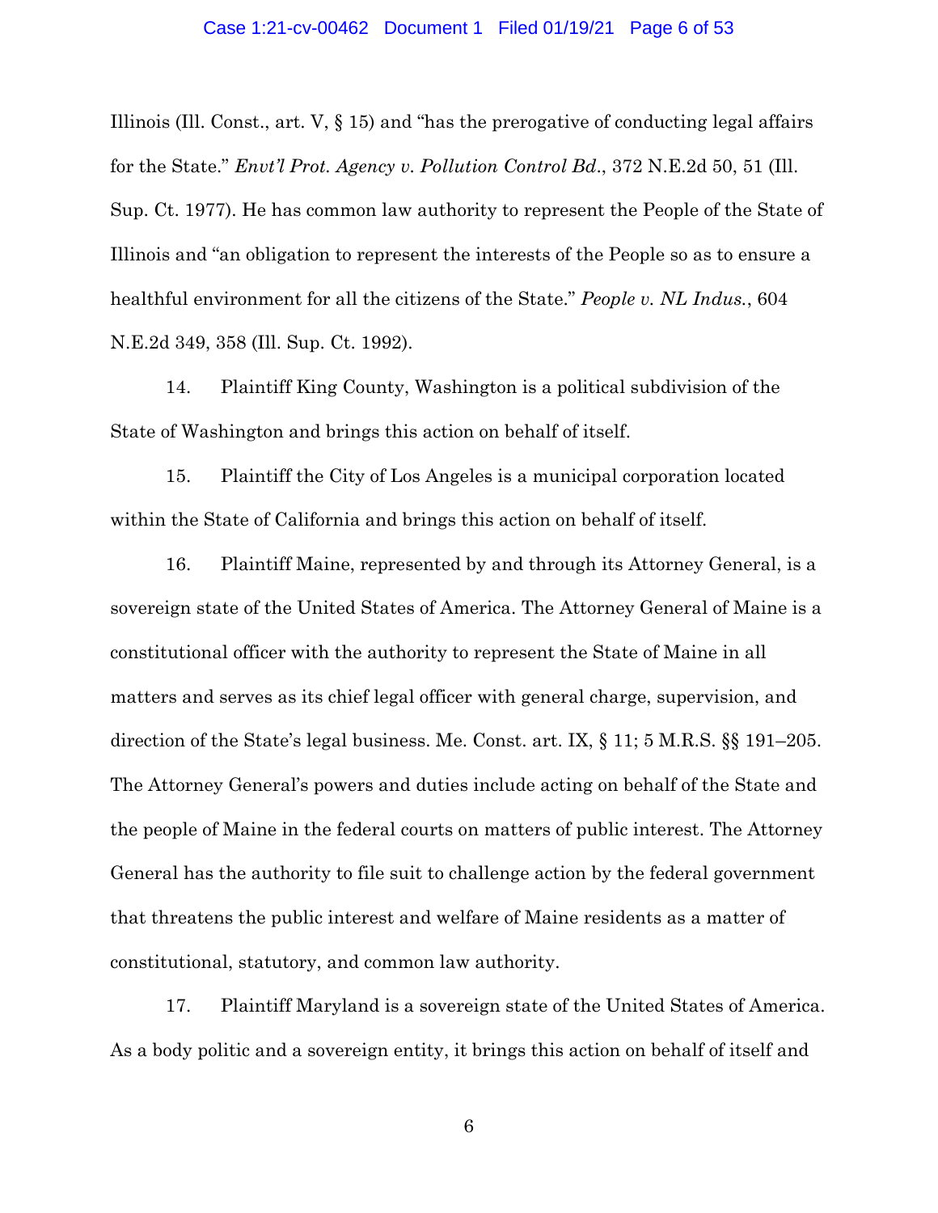Illinois (Ill. Const., art. V, § 15) and "has the prerogative of conducting legal affairs for the State." *Envt'l Prot. Agency v. Pollution Control Bd*., 372 N.E.2d 50, 51 (Ill. Sup. Ct. 1977). He has common law authority to represent the People of the State of Illinois and "an obligation to represent the interests of the People so as to ensure a healthful environment for all the citizens of the State." *People v. NL Indus.*, 604 N.E.2d 349, 358 (Ill. Sup. Ct. 1992).

14. Plaintiff King County, Washington is a political subdivision of the State of Washington and brings this action on behalf of itself.

15. Plaintiff the City of Los Angeles is a municipal corporation located within the State of California and brings this action on behalf of itself.

16. Plaintiff Maine, represented by and through its Attorney General, is a sovereign state of the United States of America. The Attorney General of Maine is a constitutional officer with the authority to represent the State of Maine in all matters and serves as its chief legal officer with general charge, supervision, and direction of the State's legal business. Me. Const. art. IX, § 11; 5 M.R.S. §§ 191–205. The Attorney General's powers and duties include acting on behalf of the State and the people of Maine in the federal courts on matters of public interest. The Attorney General has the authority to file suit to challenge action by the federal government that threatens the public interest and welfare of Maine residents as a matter of constitutional, statutory, and common law authority.

17. Plaintiff Maryland is a sovereign state of the United States of America. As a body politic and a sovereign entity, it brings this action on behalf of itself and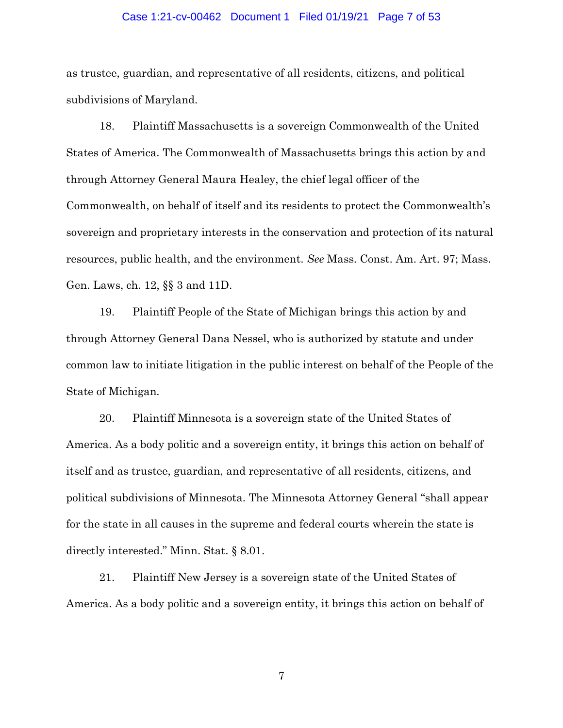as trustee, guardian, and representative of all residents, citizens, and political subdivisions of Maryland.

18. Plaintiff Massachusetts is a sovereign Commonwealth of the United States of America. The Commonwealth of Massachusetts brings this action by and through Attorney General Maura Healey, the chief legal officer of the Commonwealth, on behalf of itself and its residents to protect the Commonwealth's sovereign and proprietary interests in the conservation and protection of its natural resources, public health, and the environment. *See* Mass. Const. Am. Art. 97; Mass. Gen. Laws, ch. 12, §§ 3 and 11D.

19. Plaintiff People of the State of Michigan brings this action by and through Attorney General Dana Nessel, who is authorized by statute and under common law to initiate litigation in the public interest on behalf of the People of the State of Michigan.

20. Plaintiff Minnesota is a sovereign state of the United States of America. As a body politic and a sovereign entity, it brings this action on behalf of itself and as trustee, guardian, and representative of all residents, citizens, and political subdivisions of Minnesota. The Minnesota Attorney General "shall appear for the state in all causes in the supreme and federal courts wherein the state is directly interested." Minn. Stat. § 8.01.

21. Plaintiff New Jersey is a sovereign state of the United States of America. As a body politic and a sovereign entity, it brings this action on behalf of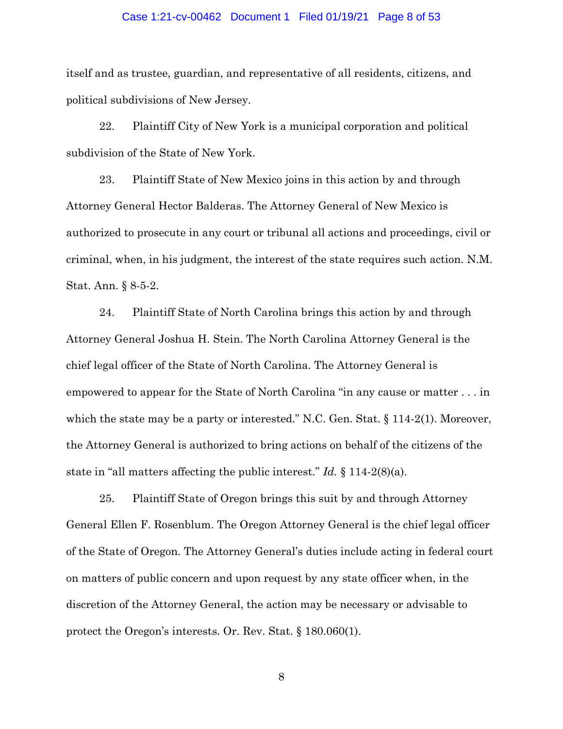itself and as trustee, guardian, and representative of all residents, citizens, and political subdivisions of New Jersey.

22. Plaintiff City of New York is a municipal corporation and political subdivision of the State of New York.

23. Plaintiff State of New Mexico joins in this action by and through Attorney General Hector Balderas. The Attorney General of New Mexico is authorized to prosecute in any court or tribunal all actions and proceedings, civil or criminal, when, in his judgment, the interest of the state requires such action. N.M. Stat. Ann. § 8-5-2.

24. Plaintiff State of North Carolina brings this action by and through Attorney General Joshua H. Stein. The North Carolina Attorney General is the chief legal officer of the State of North Carolina. The Attorney General is empowered to appear for the State of North Carolina "in any cause or matter . . . in which the state may be a party or interested." N.C. Gen. Stat. § 114-2(1). Moreover, the Attorney General is authorized to bring actions on behalf of the citizens of the state in "all matters affecting the public interest." *Id.* § 114-2(8)(a).

25. Plaintiff State of Oregon brings this suit by and through Attorney General Ellen F. Rosenblum. The Oregon Attorney General is the chief legal officer of the State of Oregon. The Attorney General's duties include acting in federal court on matters of public concern and upon request by any state officer when, in the discretion of the Attorney General, the action may be necessary or advisable to protect the Oregon's interests. Or. Rev. Stat. § 180.060(1).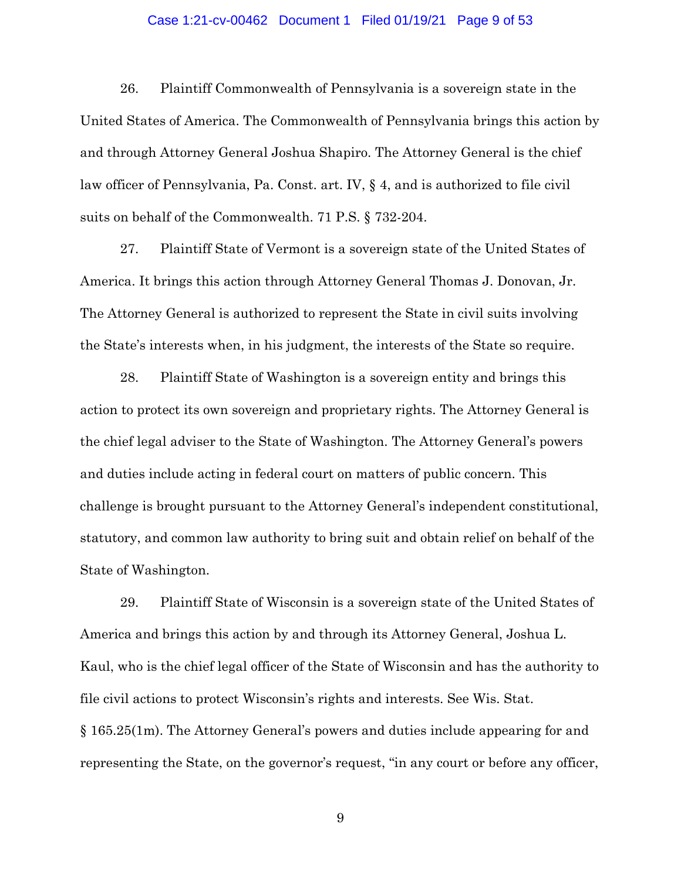26. Plaintiff Commonwealth of Pennsylvania is a sovereign state in the United States of America. The Commonwealth of Pennsylvania brings this action by and through Attorney General Joshua Shapiro. The Attorney General is the chief law officer of Pennsylvania, Pa. Const. art. IV, § 4, and is authorized to file civil suits on behalf of the Commonwealth. 71 P.S. § 732-204.

27. Plaintiff State of Vermont is a sovereign state of the United States of America. It brings this action through Attorney General Thomas J. Donovan, Jr. The Attorney General is authorized to represent the State in civil suits involving the State's interests when, in his judgment, the interests of the State so require.

28. Plaintiff State of Washington is a sovereign entity and brings this action to protect its own sovereign and proprietary rights. The Attorney General is the chief legal adviser to the State of Washington. The Attorney General's powers and duties include acting in federal court on matters of public concern. This challenge is brought pursuant to the Attorney General's independent constitutional, statutory, and common law authority to bring suit and obtain relief on behalf of the State of Washington.

29. Plaintiff State of Wisconsin is a sovereign state of the United States of America and brings this action by and through its Attorney General, Joshua L. Kaul, who is the chief legal officer of the State of Wisconsin and has the authority to file civil actions to protect Wisconsin's rights and interests. See Wis. Stat. § 165.25(1m). The Attorney General's powers and duties include appearing for and representing the State, on the governor's request, "in any court or before any officer,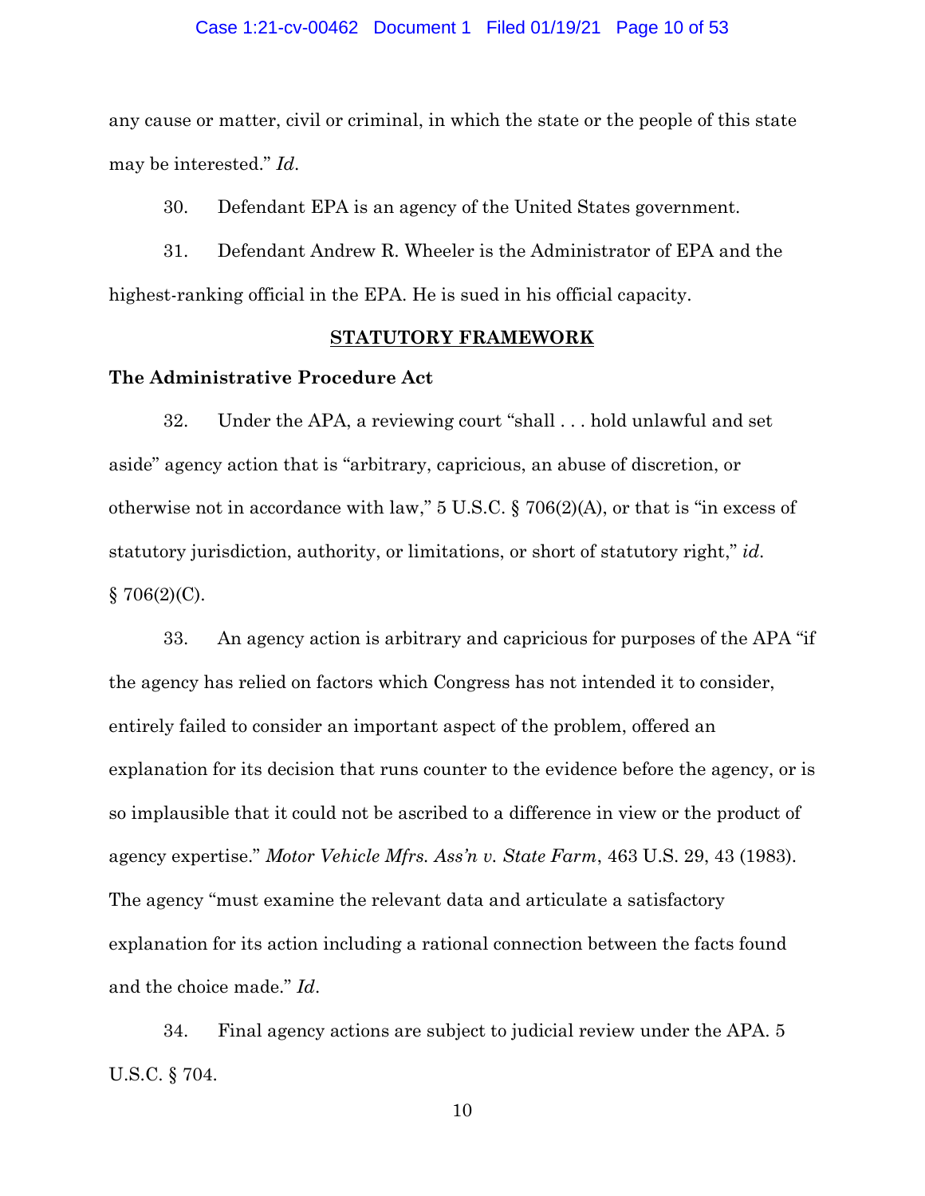any cause or matter, civil or criminal, in which the state or the people of this state may be interested." *Id*.

30. Defendant EPA is an agency of the United States government.

31. Defendant Andrew R. Wheeler is the Administrator of EPA and the highest-ranking official in the EPA. He is sued in his official capacity.

## STATUTORY FRAMEWORK

### The Administrative Procedure Act

32. Under the APA, a reviewing court "shall . . . hold unlawful and set aside" agency action that is "arbitrary, capricious, an abuse of discretion, or otherwise not in accordance with law," 5 U.S.C. § 706(2)(A), or that is "in excess of statutory jurisdiction, authority, or limitations, or short of statutory right," *id*. § 706(2)(C).

33. An agency action is arbitrary and capricious for purposes of the APA "if the agency has relied on factors which Congress has not intended it to consider, entirely failed to consider an important aspect of the problem, offered an explanation for its decision that runs counter to the evidence before the agency, or is so implausible that it could not be ascribed to a difference in view or the product of agency expertise." *Motor Vehicle Mfrs. Ass'n v. State Farm*, 463 U.S. 29, 43 (1983). The agency "must examine the relevant data and articulate a satisfactory explanation for its action including a rational connection between the facts found and the choice made." *Id*.

34. Final agency actions are subject to judicial review under the APA. 5 U.S.C. § 704.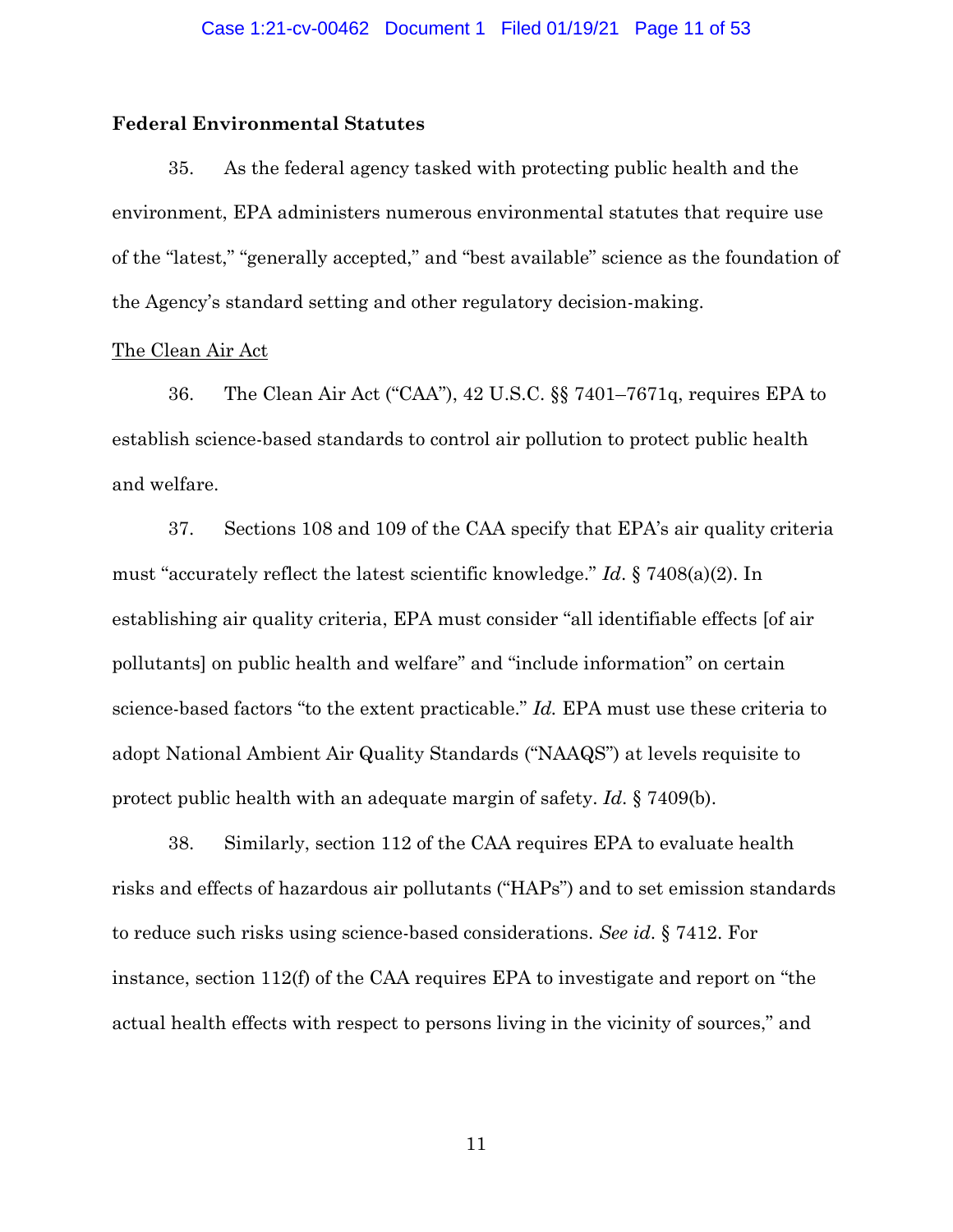**Federal Environmental Statutes**

35. As the federal agency tasked with protecting public health and the environment, EPA administers numerous environmental statutes that require use of the "latest," "generally accepted," and "best available" science as the foundation of the Agency's standard setting and other regulatory decision-making.

<u>The Clean Air Act</u>

36. The Clean Air Act ("CAA"), 42 U.S.C. §§ 7401–7671q, requires EPA to establish science-based standards to control air pollution to protect public health and welfare.

37. Sections 108 and 109 of the CAA specify that EPA's air quality criteria must "accurately reflect the latest scientific knowledge." *Id*. § 7408(a)(2). In establishing air quality criteria, EPA must consider "all identifiable effects [of air pollutants] on public health and welfare" and "include information" on certain science-based factors "to the extent practicable." *Id.* EPA must use these criteria to adopt National Ambient Air Quality Standards ("NAAQS") at levels requisite to protect public health with an adequate margin of safety. *Id*. § 7409(b).

38. Similarly, section 112 of the CAA requires EPA to evaluate health risks and effects of hazardous air pollutants ("HAPs") and to set emission standards to reduce such risks using science-based considerations. *See id*. § 7412. For instance, section 112(f) of the CAA requires EPA to investigate and report on "the actual health effects with respect to persons living in the vicinity of sources," and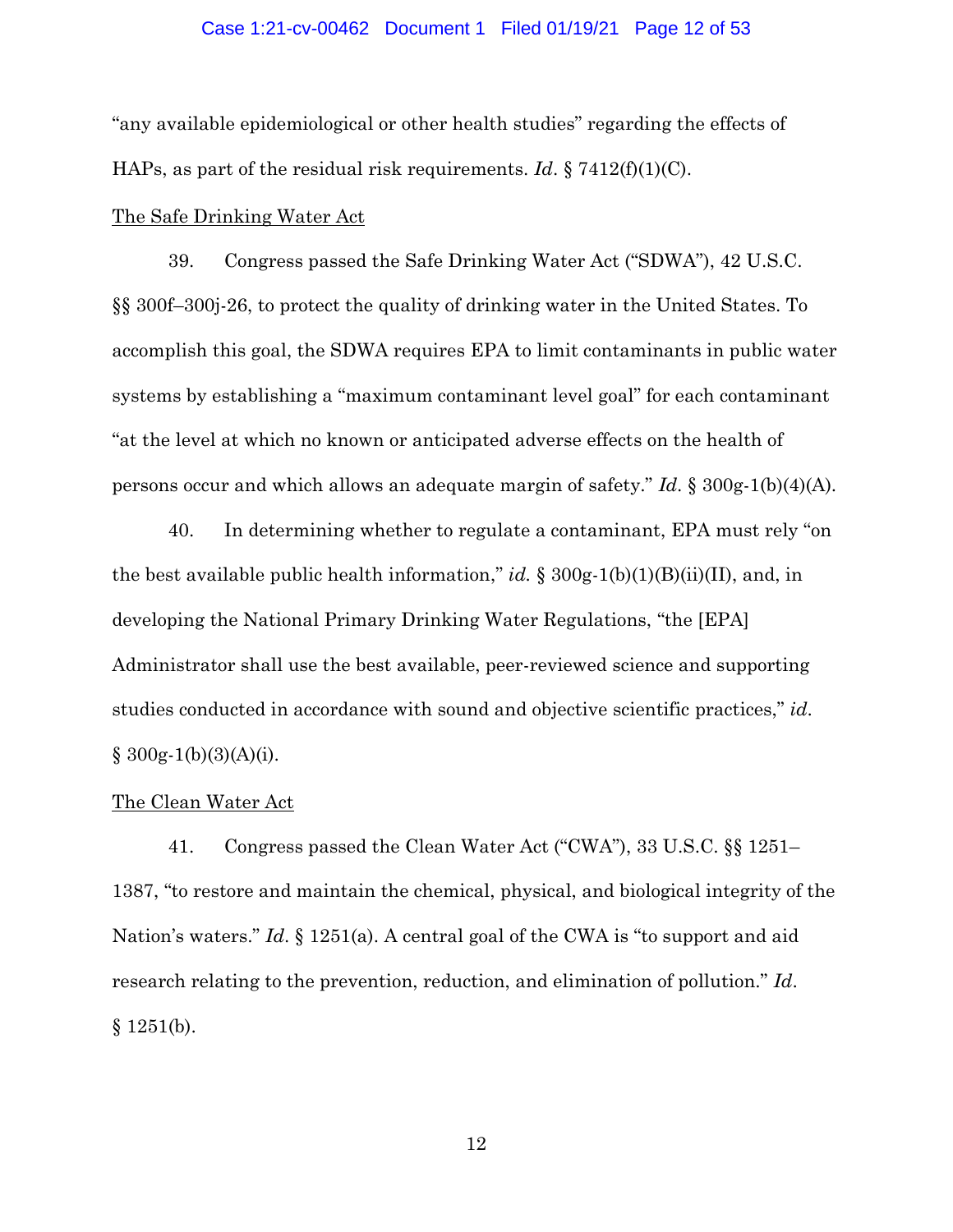"any available epidemiological or other health studies" regarding the effects of HAPs, as part of the residual risk requirements. *Id*. § 7412(f)(1)(C).

<u>The Safe Drinking Water Act</u>

39. Congress passed the Safe Drinking Water Act ("SDWA"), 42 U.S.C. §§ 300f–300j-26, to protect the quality of drinking water in the United States. To accomplish this goal, the SDWA requires EPA to limit contaminants in public water systems by establishing a "maximum contaminant level goal" for each contaminant "at the level at which no known or anticipated adverse effects on the health of persons occur and which allows an adequate margin of safety." *Id*. § 300g-1(b)(4)(A).

40. In determining whether to regulate a contaminant, EPA must rely "on the best available public health information," *id.* § 300g-1(b)(1)(B)(ii)(II), and, in developing the National Primary Drinking Water Regulations, "the [EPA] Administrator shall use the best available, peer-reviewed science and supporting studies conducted in accordance with sound and objective scientific practices," *id.* § 300g-1(b)(3)(A)(i).

<u>The Clean Water Act</u>

41. Congress passed the Clean Water Act ("CWA"), 33 U.S.C. §§ 1251–1387, "to restore and maintain the chemical, physical, and biological integrity of the Nation's waters." *Id*. § 1251(a). A central goal of the CWA is "to support and aid research relating to the prevention, reduction, and elimination of pollution." *Id*. § 1251(b).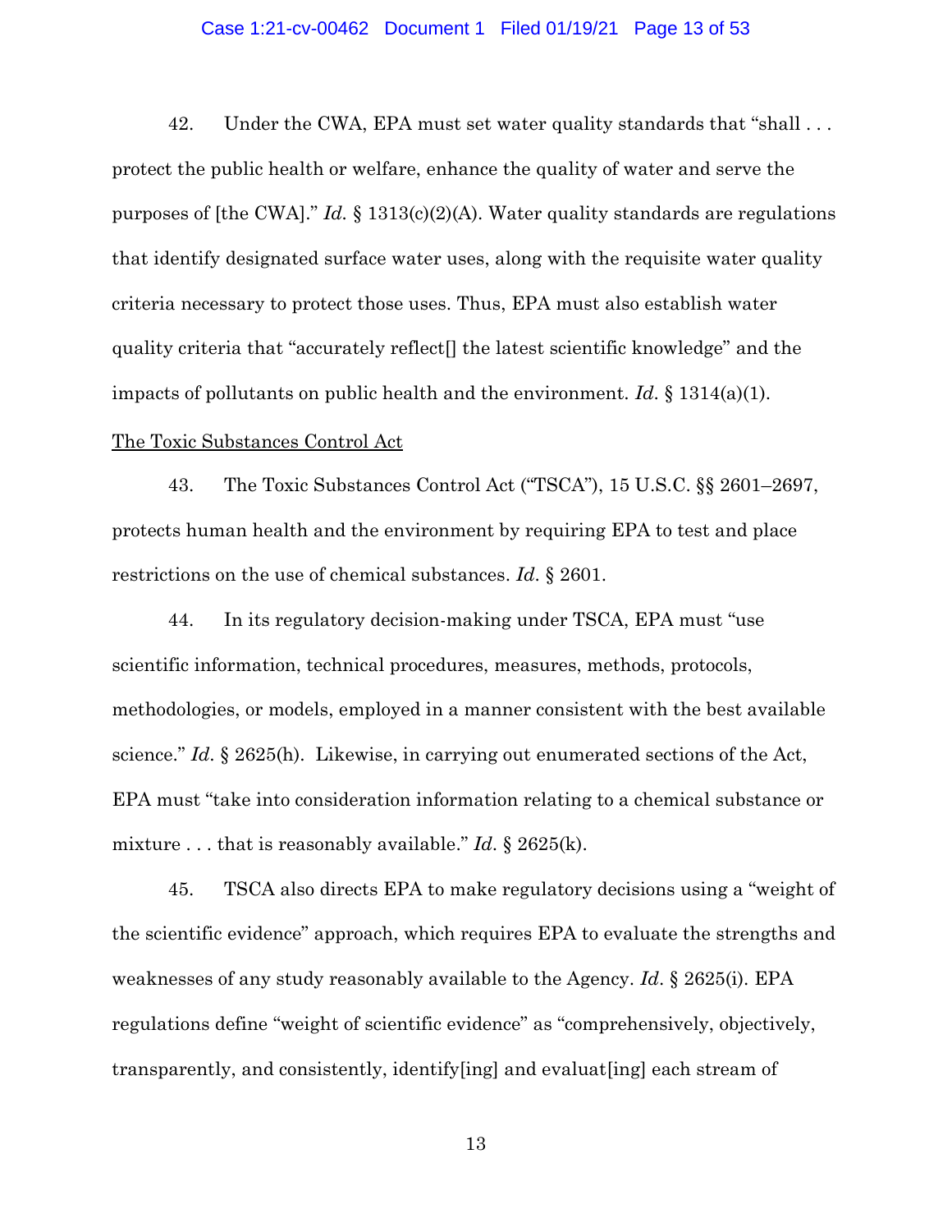42. Under the CWA, EPA must set water quality standards that "shall . . . protect the public health or welfare, enhance the quality of water and serve the purposes of [the CWA]." *Id.* § 1313(c)(2)(A). Water quality standards are regulations that identify designated surface water uses, along with the requisite water quality criteria necessary to protect those uses. Thus, EPA must also establish water quality criteria that "accurately reflect[] the latest scientific knowledge" and the impacts of pollutants on public health and the environment. *Id.* § 1314(a)(1).

The Toxic Substances Control Act

43. The Toxic Substances Control Act ("TSCA"), 15 U.S.C. §§ 2601–2697, protects human health and the environment by requiring EPA to test and place restrictions on the use of chemical substances. *Id.* § 2601.

44. In its regulatory decision-making under TSCA, EPA must "use scientific information, technical procedures, measures, methods, protocols, methodologies, or models, employed in a manner consistent with the best available science." *Id.* § 2625(h). Likewise, in carrying out enumerated sections of the Act, EPA must "take into consideration information relating to a chemical substance or mixture . . . that is reasonably available." *Id.* § 2625(k).

45. TSCA also directs EPA to make regulatory decisions using a "weight of the scientific evidence" approach, which requires EPA to evaluate the strengths and weaknesses of any study reasonably available to the Agency. *Id.* § 2625(i). EPA regulations define "weight of scientific evidence" as "comprehensively, objectively, transparently, and consistently, identify[ing] and evaluat[ing] each stream of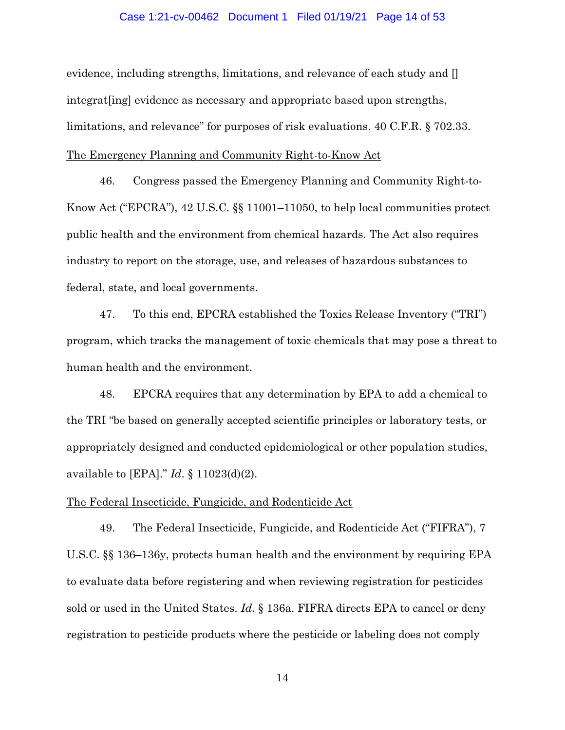evidence, including strengths, limitations, and relevance of each study and [] integrat[ing] evidence as necessary and appropriate based upon strengths, limitations, and relevance" for purposes of risk evaluations. 40 C.F.R. § 702.33.

<u>The Emergency Planning and Community Right-to-Know Act</u>

46. Congress passed the Emergency Planning and Community Right-to-Know Act ("EPCRA"), 42 U.S.C. §§ 11001–11050, to help local communities protect public health and the environment from chemical hazards. The Act also requires industry to report on the storage, use, and releases of hazardous substances to federal, state, and local governments.

47. To this end, EPCRA established the Toxics Release Inventory ("TRI") program, which tracks the management of toxic chemicals that may pose a threat to human health and the environment.

48. EPCRA requires that any determination by EPA to add a chemical to the TRI "be based on generally accepted scientific principles or laboratory tests, or appropriately designed and conducted epidemiological or other population studies, available to [EPA]." *Id*. § 11023(d)(2).

<u>The Federal Insecticide, Fungicide, and Rodenticide Act</u>

49. The Federal Insecticide, Fungicide, and Rodenticide Act ("FIFRA"), 7 U.S.C. §§ 136–136y, protects human health and the environment by requiring EPA to evaluate data before registering and when reviewing registration for pesticides sold or used in the United States. *Id*. § 136a. FIFRA directs EPA to cancel or deny registration to pesticide products where the pesticide or labeling does not comply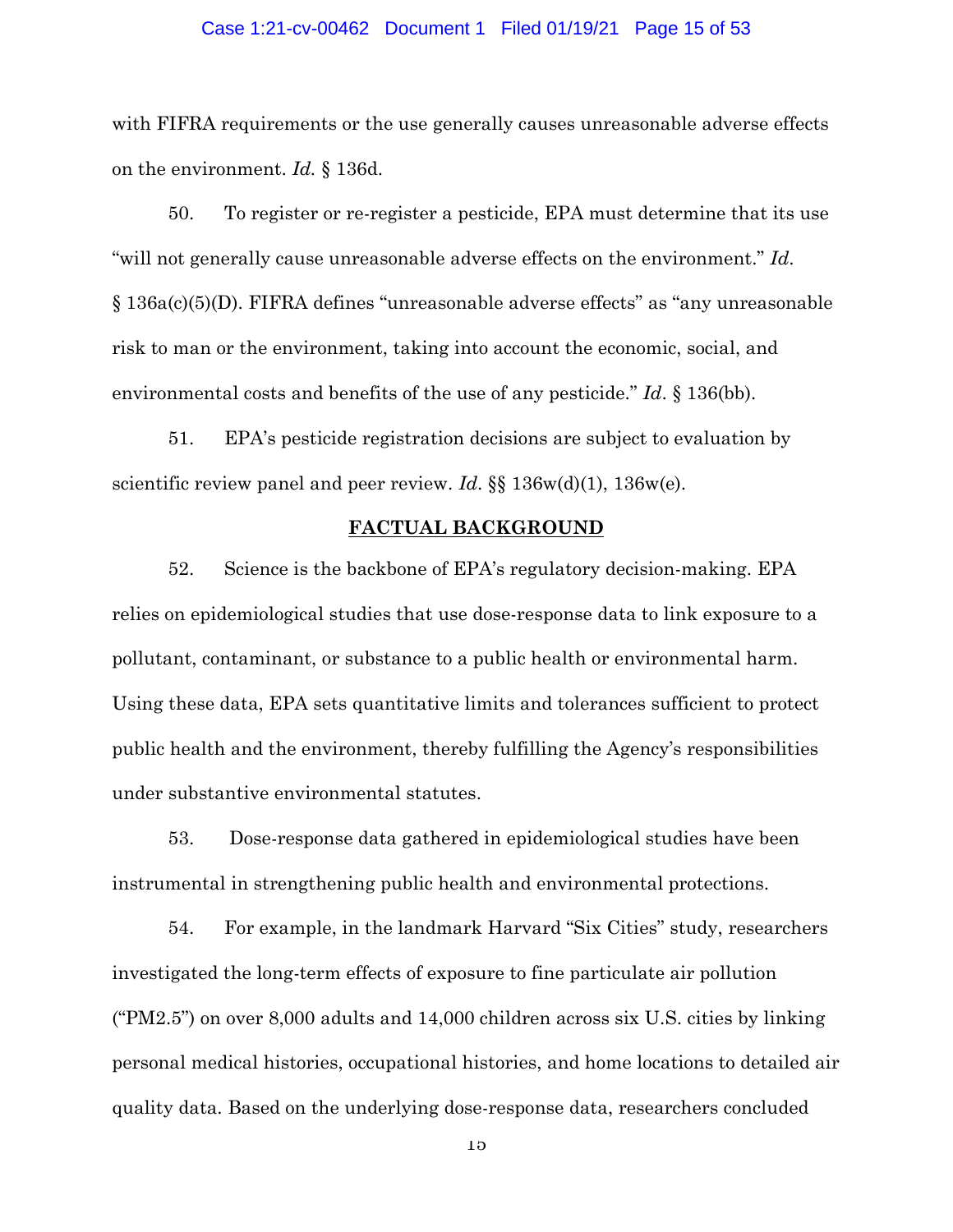with FIFRA requirements or the use generally causes unreasonable adverse effects on the environment. *Id.* § 136d.

50. To register or re-register a pesticide, EPA must determine that its use "will not generally cause unreasonable adverse effects on the environment." *Id.* § 136a(c)(5)(D). FIFRA defines "unreasonable adverse effects" as "any unreasonable risk to man or the environment, taking into account the economic, social, and environmental costs and benefits of the use of any pesticide." *Id.* § 136(bb).

51. EPA's pesticide registration decisions are subject to evaluation by scientific review panel and peer review. *Id.* §§ 136w(d)(1), 136w(e).

## FACTUAL BACKGROUND

52. Science is the backbone of EPA's regulatory decision-making. EPA relies on epidemiological studies that use dose-response data to link exposure to a pollutant, contaminant, or substance to a public health or environmental harm. Using these data, EPA sets quantitative limits and tolerances sufficient to protect public health and the environment, thereby fulfilling the Agency's responsibilities under substantive environmental statutes.

53. Dose-response data gathered in epidemiological studies have been instrumental in strengthening public health and environmental protections.

54. For example, in the landmark Harvard "Six Cities" study, researchers investigated the long-term effects of exposure to fine particulate air pollution ("PM2.5") on over 8,000 adults and 14,000 children across six U.S. cities by linking personal medical histories, occupational histories, and home locations to detailed air quality data. Based on the underlying dose-response data, researchers concluded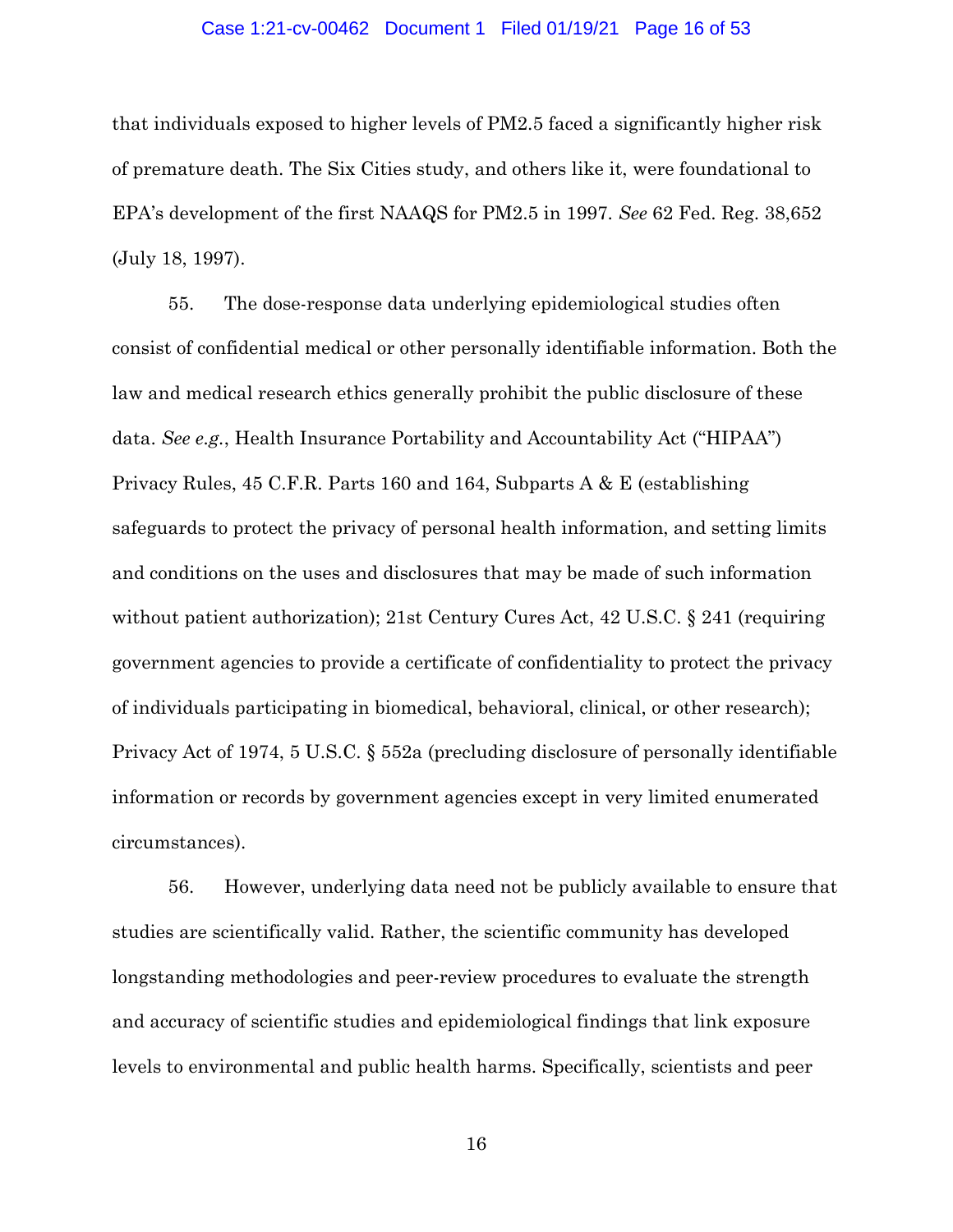that individuals exposed to higher levels of PM2.5 faced a significantly higher risk of premature death. The Six Cities study, and others like it, were foundational to EPA's development of the first NAAQS for PM2.5 in 1997. *See* 62 Fed. Reg. 38,652 (July 18, 1997).

55. The dose-response data underlying epidemiological studies often consist of confidential medical or other personally identifiable information. Both the law and medical research ethics generally prohibit the public disclosure of these data. *See e.g.*, Health Insurance Portability and Accountability Act ("HIPAA") Privacy Rules, 45 C.F.R. Parts 160 and 164, Subparts A & E (establishing safeguards to protect the privacy of personal health information, and setting limits and conditions on the uses and disclosures that may be made of such information without patient authorization); 21st Century Cures Act, 42 U.S.C. § 241 (requiring government agencies to provide a certificate of confidentiality to protect the privacy of individuals participating in biomedical, behavioral, clinical, or other research); Privacy Act of 1974, 5 U.S.C. § 552a (precluding disclosure of personally identifiable information or records by government agencies except in very limited enumerated circumstances).

56. However, underlying data need not be publicly available to ensure that studies are scientifically valid. Rather, the scientific community has developed longstanding methodologies and peer-review procedures to evaluate the strength and accuracy of scientific studies and epidemiological findings that link exposure levels to environmental and public health harms. Specifically, scientists and peer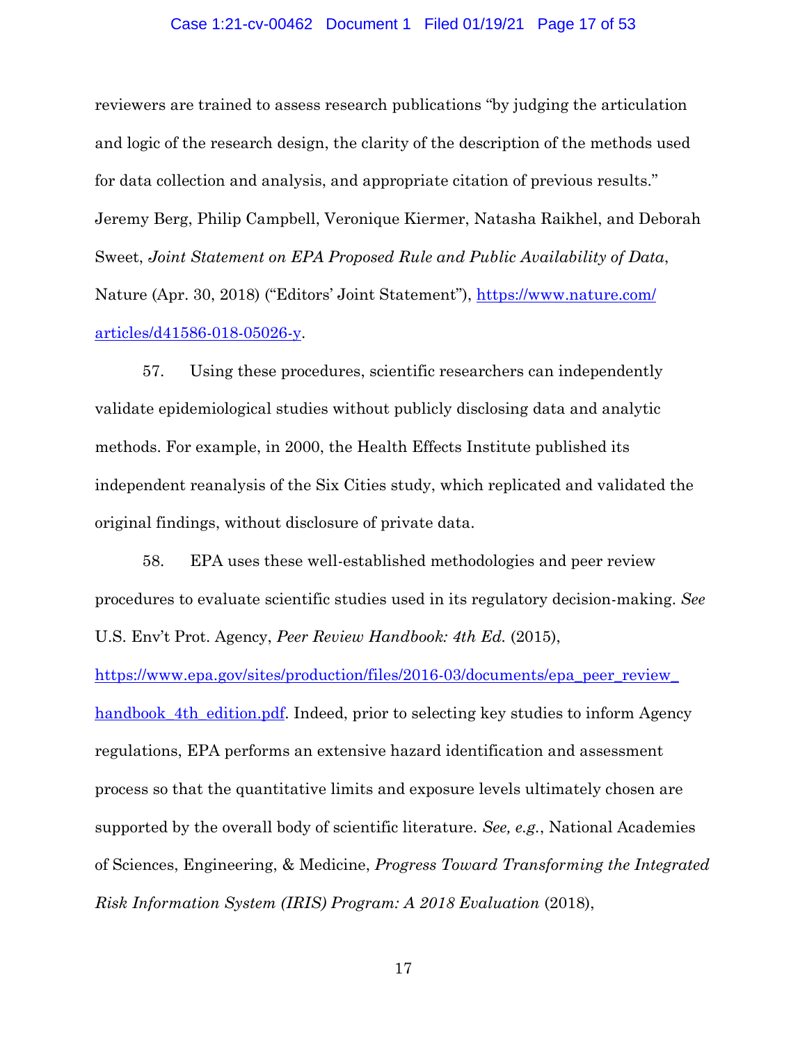reviewers are trained to assess research publications "by judging the articulation and logic of the research design, the clarity of the description of the methods used for data collection and analysis, and appropriate citation of previous results." Jeremy Berg, Philip Campbell, Veronique Kiermer, Natasha Raikhel, and Deborah Sweet, *Joint Statement on EPA Proposed Rule and Public Availability of Data*, Nature (Apr. 30, 2018) ("Editors' Joint Statement"), https://www.nature.com/articles/d41586-018-05026-y.

57. Using these procedures, scientific researchers can independently validate epidemiological studies without publicly disclosing data and analytic methods. For example, in 2000, the Health Effects Institute published its independent reanalysis of the Six Cities study, which replicated and validated the original findings, without disclosure of private data.

58. EPA uses these well-established methodologies and peer review procedures to evaluate scientific studies used in its regulatory decision-making. *See* U.S. Env't Prot. Agency, *Peer Review Handbook: 4th Ed.* (2015), https://www.epa.gov/sites/production/files/2016-03/documents/epa_peer_review_handbook_4th_edition.pdf. Indeed, prior to selecting key studies to inform Agency regulations, EPA performs an extensive hazard identification and assessment process so that the quantitative limits and exposure levels ultimately chosen are supported by the overall body of scientific literature. *See, e.g.*, National Academies of Sciences, Engineering, & Medicine, *Progress Toward Transforming the Integrated Risk Information System (IRIS) Program: A 2018 Evaluation* (2018),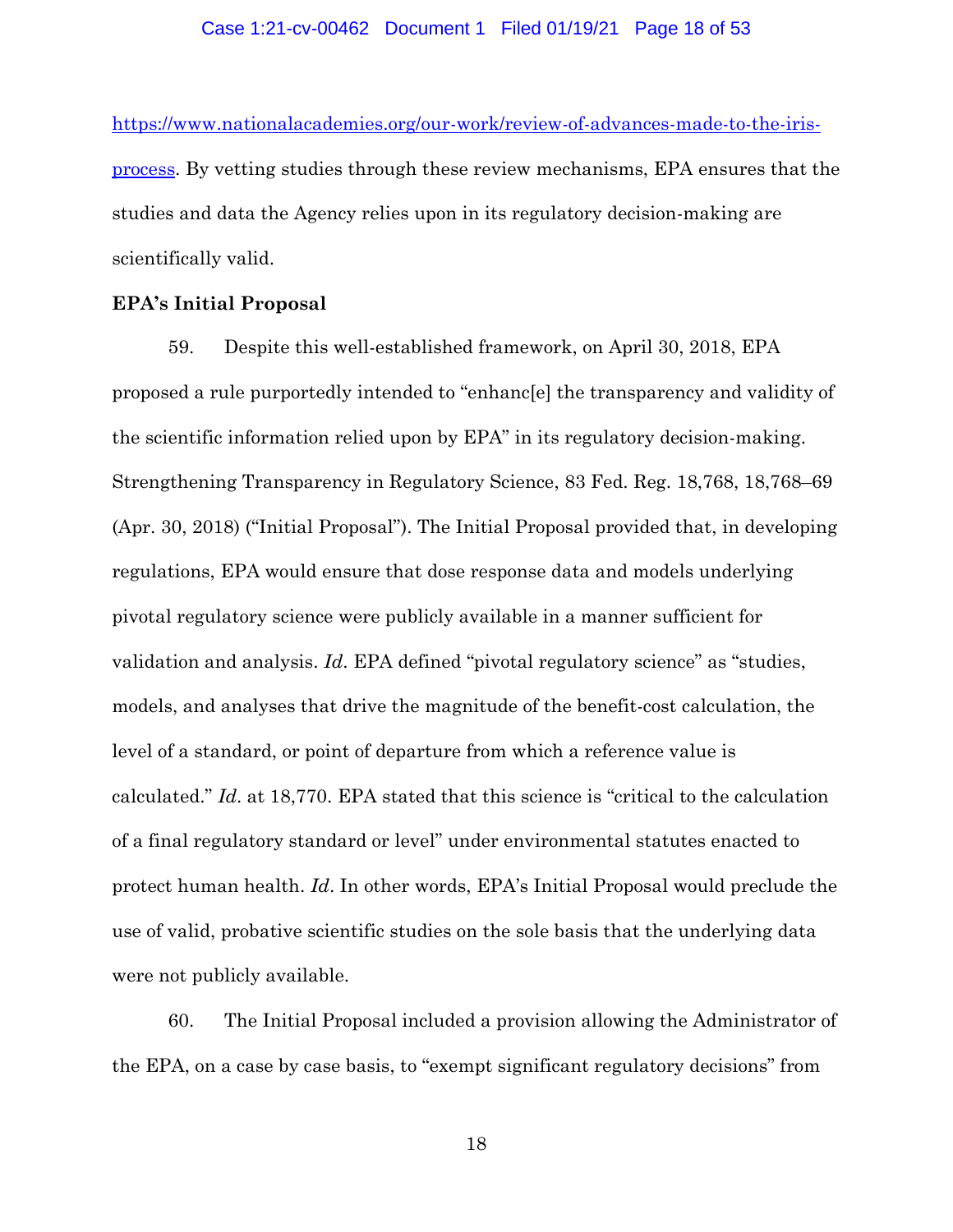https://www.nationalacademies.org/our-work/review-of-advances-made-to-the-iris-process. By vetting studies through these review mechanisms, EPA ensures that the studies and data the Agency relies upon in its regulatory decision-making are scientifically valid.

**EPA's Initial Proposal**

59. Despite this well-established framework, on April 30, 2018, EPA proposed a rule purportedly intended to "enhanc[e] the transparency and validity of the scientific information relied upon by EPA" in its regulatory decision-making. Strengthening Transparency in Regulatory Science, 83 Fed. Reg. 18,768, 18,768–69 (Apr. 30, 2018) ("Initial Proposal"). The Initial Proposal provided that, in developing regulations, EPA would ensure that dose response data and models underlying pivotal regulatory science were publicly available in a manner sufficient for validation and analysis. *Id*. EPA defined "pivotal regulatory science" as "studies, models, and analyses that drive the magnitude of the benefit-cost calculation, the level of a standard, or point of departure from which a reference value is calculated." *Id*. at 18,770. EPA stated that this science is "critical to the calculation of a final regulatory standard or level" under environmental statutes enacted to protect human health. *Id*. In other words, EPA's Initial Proposal would preclude the use of valid, probative scientific studies on the sole basis that the underlying data were not publicly available.

60. The Initial Proposal included a provision allowing the Administrator of the EPA, on a case by case basis, to "exempt significant regulatory decisions" from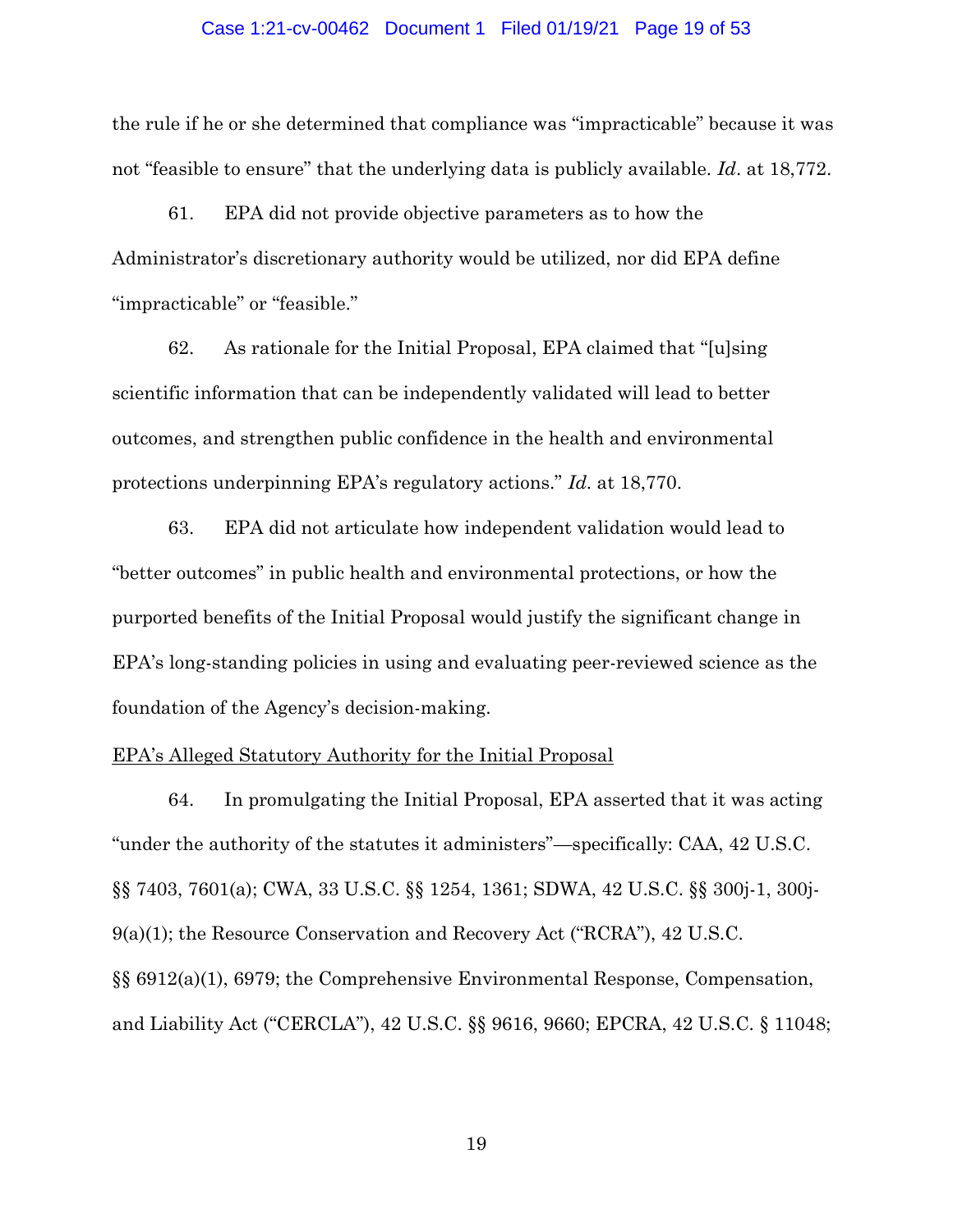the rule if he or she determined that compliance was "impracticable" because it was not "feasible to ensure" that the underlying data is publicly available. *Id*. at 18,772.

61. EPA did not provide objective parameters as to how the Administrator's discretionary authority would be utilized, nor did EPA define "impracticable" or "feasible."

62. As rationale for the Initial Proposal, EPA claimed that "[u]sing scientific information that can be independently validated will lead to better outcomes, and strengthen public confidence in the health and environmental protections underpinning EPA's regulatory actions." *Id*. at 18,770.

63. EPA did not articulate how independent validation would lead to "better outcomes" in public health and environmental protections, or how the purported benefits of the Initial Proposal would justify the significant change in EPA's long-standing policies in using and evaluating peer-reviewed science as the foundation of the Agency's decision-making.

<u>EPA's Alleged Statutory Authority for the Initial Proposal</u>

64. In promulgating the Initial Proposal, EPA asserted that it was acting "under the authority of the statutes it administers"—specifically: CAA, 42 U.S.C. §§ 7403, 7601(a); CWA, 33 U.S.C. §§ 1254, 1361; SDWA, 42 U.S.C. §§ 300j-1, 300j-9(a)(1); the Resource Conservation and Recovery Act ("RCRA"), 42 U.S.C. §§ 6912(a)(1), 6979; the Comprehensive Environmental Response, Compensation, and Liability Act ("CERCLA"), 42 U.S.C. §§ 9616, 9660; EPCRA, 42 U.S.C. § 11048;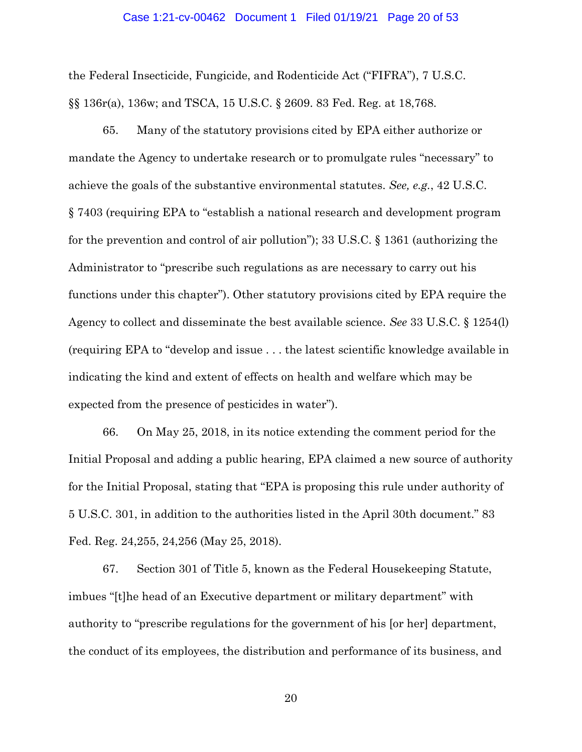the Federal Insecticide, Fungicide, and Rodenticide Act ("FIFRA"), 7 U.S.C. §§ 136r(a), 136w; and TSCA, 15 U.S.C. § 2609. 83 Fed. Reg. at 18,768.

65. Many of the statutory provisions cited by EPA either authorize or mandate the Agency to undertake research or to promulgate rules "necessary" to achieve the goals of the substantive environmental statutes. *See, e.g.*, 42 U.S.C. § 7403 (requiring EPA to "establish a national research and development program for the prevention and control of air pollution"); 33 U.S.C. § 1361 (authorizing the Administrator to "prescribe such regulations as are necessary to carry out his functions under this chapter"). Other statutory provisions cited by EPA require the Agency to collect and disseminate the best available science. *See* 33 U.S.C. § 1254(l) (requiring EPA to "develop and issue . . . the latest scientific knowledge available in indicating the kind and extent of effects on health and welfare which may be expected from the presence of pesticides in water").

66. On May 25, 2018, in its notice extending the comment period for the Initial Proposal and adding a public hearing, EPA claimed a new source of authority for the Initial Proposal, stating that "EPA is proposing this rule under authority of 5 U.S.C. 301, in addition to the authorities listed in the April 30th document." 83 Fed. Reg. 24,255, 24,256 (May 25, 2018).

67. Section 301 of Title 5, known as the Federal Housekeeping Statute, imbues "[t]he head of an Executive department or military department" with authority to "prescribe regulations for the government of his [or her] department, the conduct of its employees, the distribution and performance of its business, and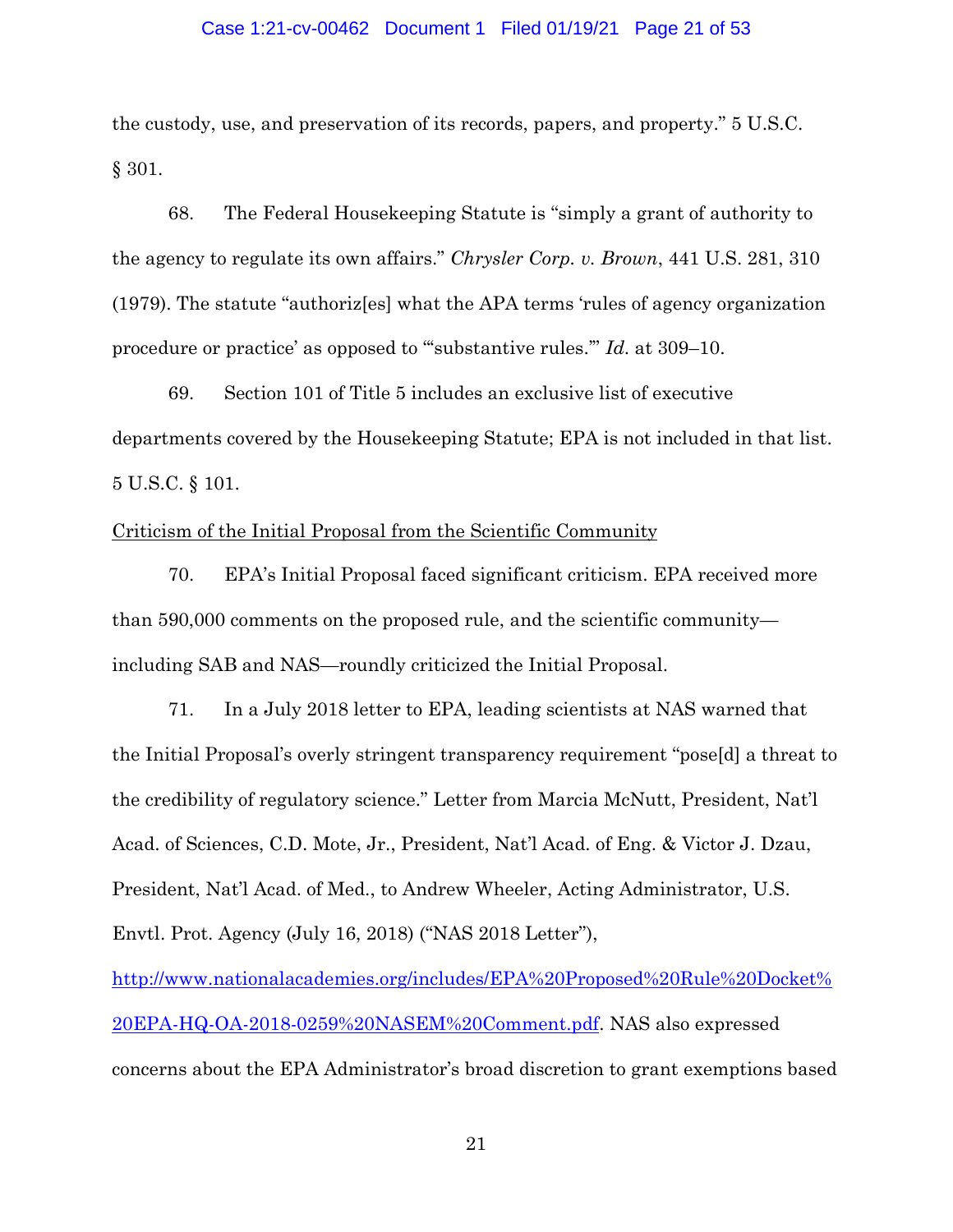the custody, use, and preservation of its records, papers, and property." 5 U.S.C. § 301.

68. The Federal Housekeeping Statute is "simply a grant of authority to the agency to regulate its own affairs." *Chrysler Corp. v. Brown*, 441 U.S. 281, 310 (1979). The statute "authoriz[es] what the APA terms 'rules of agency organization procedure or practice' as opposed to '"substantive rules."' *Id.* at 309–10.

69. Section 101 of Title 5 includes an exclusive list of executive departments covered by the Housekeeping Statute; EPA is not included in that list. 5 U.S.C. § 101.

<u>Criticism of the Initial Proposal from the Scientific Community</u>

70. EPA's Initial Proposal faced significant criticism. EPA received more than 590,000 comments on the proposed rule, and the scientific community—including SAB and NAS—roundly criticized the Initial Proposal.

71. In a July 2018 letter to EPA, leading scientists at NAS warned that the Initial Proposal's overly stringent transparency requirement "pose[d] a threat to the credibility of regulatory science." Letter from Marcia McNutt, President, Nat'l Acad. of Sciences, C.D. Mote, Jr., President, Nat'l Acad. of Eng. & Victor J. Dzau, President, Nat'l Acad. of Med., to Andrew Wheeler, Acting Administrator, U.S. Envtl. Prot. Agency (July 16, 2018) ("NAS 2018 Letter"), http://www.nationalacademies.org/includes/EPA%20Proposed%20Rule%20Docket%20EPA-HQ-OA-2018-0259%20NASEM%20Comment.pdf. NAS also expressed concerns about the EPA Administrator's broad discretion to grant exemptions based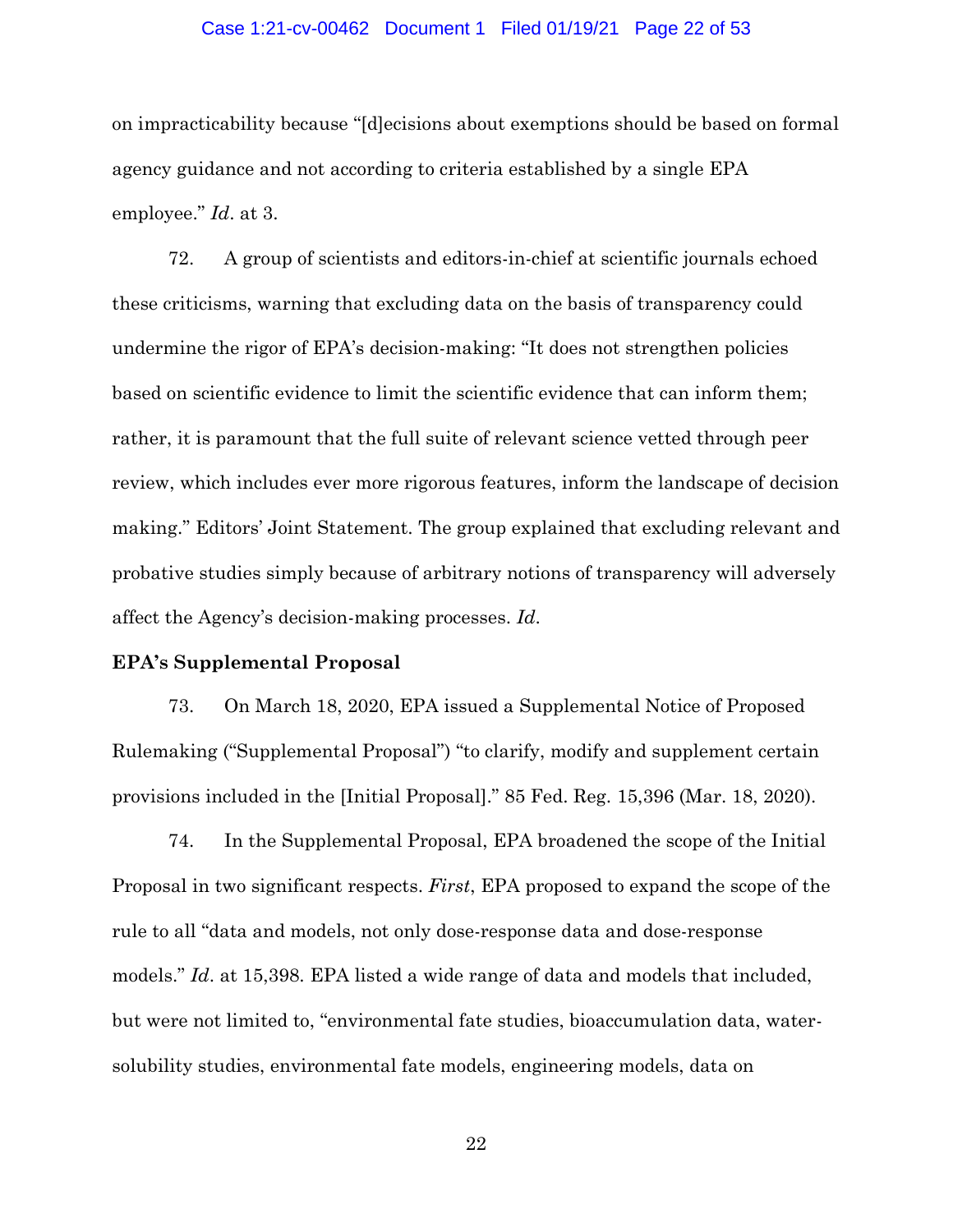on impracticability because "[d]ecisions about exemptions should be based on formal agency guidance and not according to criteria established by a single EPA employee." *Id*. at 3.

72. A group of scientists and editors-in-chief at scientific journals echoed these criticisms, warning that excluding data on the basis of transparency could undermine the rigor of EPA's decision-making: "It does not strengthen policies based on scientific evidence to limit the scientific evidence that can inform them; rather, it is paramount that the full suite of relevant science vetted through peer review, which includes ever more rigorous features, inform the landscape of decision making." Editors' Joint Statement. The group explained that excluding relevant and probative studies simply because of arbitrary notions of transparency will adversely affect the Agency's decision-making processes. *Id*.

**EPA's Supplemental Proposal**

73. On March 18, 2020, EPA issued a Supplemental Notice of Proposed Rulemaking ("Supplemental Proposal") "to clarify, modify and supplement certain provisions included in the [Initial Proposal]." 85 Fed. Reg. 15,396 (Mar. 18, 2020).

74. In the Supplemental Proposal, EPA broadened the scope of the Initial Proposal in two significant respects. *First*, EPA proposed to expand the scope of the rule to all "data and models, not only dose-response data and dose-response models." *Id*. at 15,398. EPA listed a wide range of data and models that included, but were not limited to, "environmental fate studies, bioaccumulation data, water-solubility studies, environmental fate models, engineering models, data on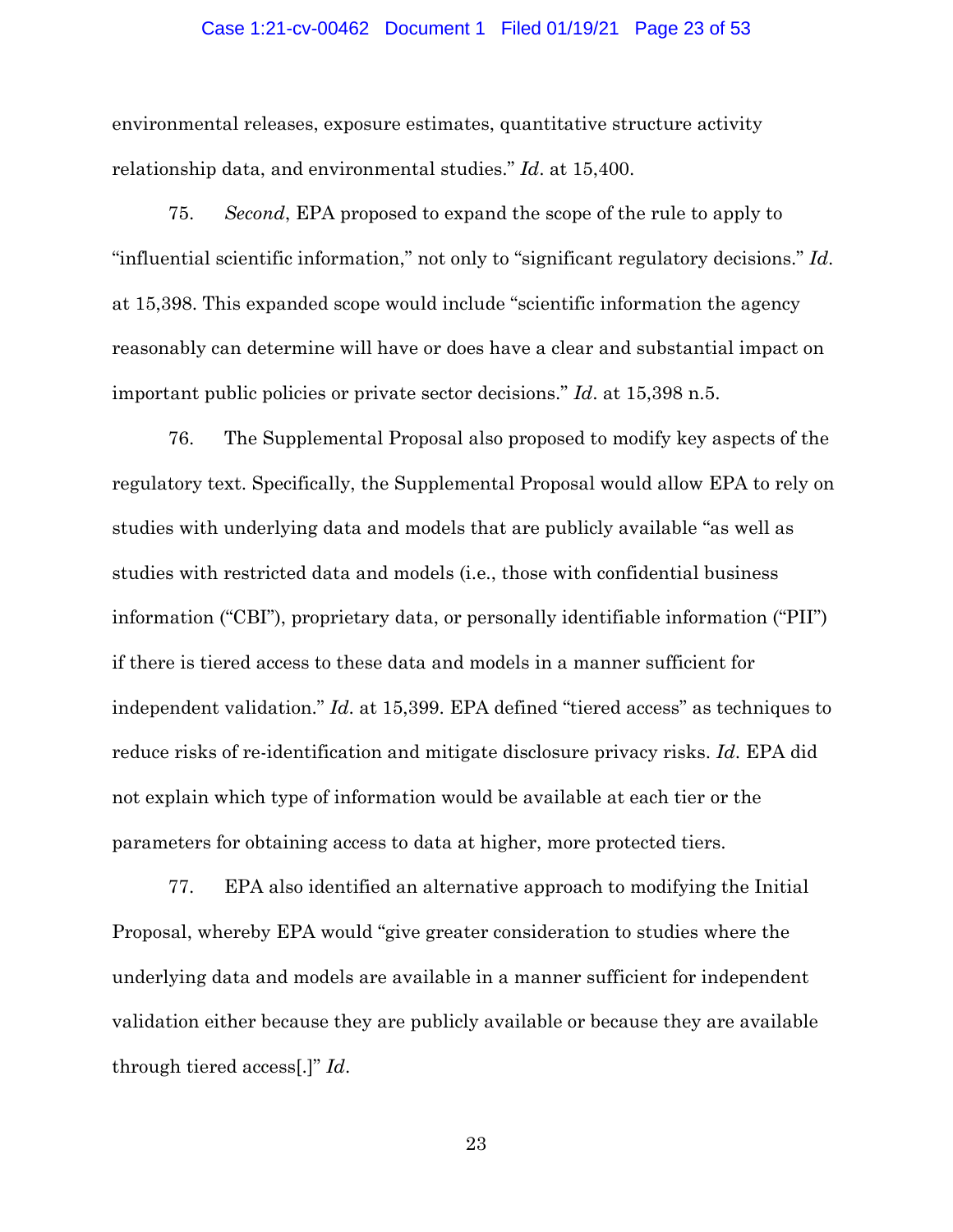environmental releases, exposure estimates, quantitative structure activity relationship data, and environmental studies." *Id*. at 15,400.

75. *Second*, EPA proposed to expand the scope of the rule to apply to "influential scientific information," not only to "significant regulatory decisions." *Id*. at 15,398. This expanded scope would include "scientific information the agency reasonably can determine will have or does have a clear and substantial impact on important public policies or private sector decisions." *Id*. at 15,398 n.5.

76. The Supplemental Proposal also proposed to modify key aspects of the regulatory text. Specifically, the Supplemental Proposal would allow EPA to rely on studies with underlying data and models that are publicly available "as well as studies with restricted data and models (i.e., those with confidential business information ("CBI"), proprietary data, or personally identifiable information ("PII") if there is tiered access to these data and models in a manner sufficient for independent validation." *Id*. at 15,399. EPA defined "tiered access" as techniques to reduce risks of re-identification and mitigate disclosure privacy risks. *Id*. EPA did not explain which type of information would be available at each tier or the parameters for obtaining access to data at higher, more protected tiers.

77. EPA also identified an alternative approach to modifying the Initial Proposal, whereby EPA would "give greater consideration to studies where the underlying data and models are available in a manner sufficient for independent validation either because they are publicly available or because they are available through tiered access[.]" *Id*.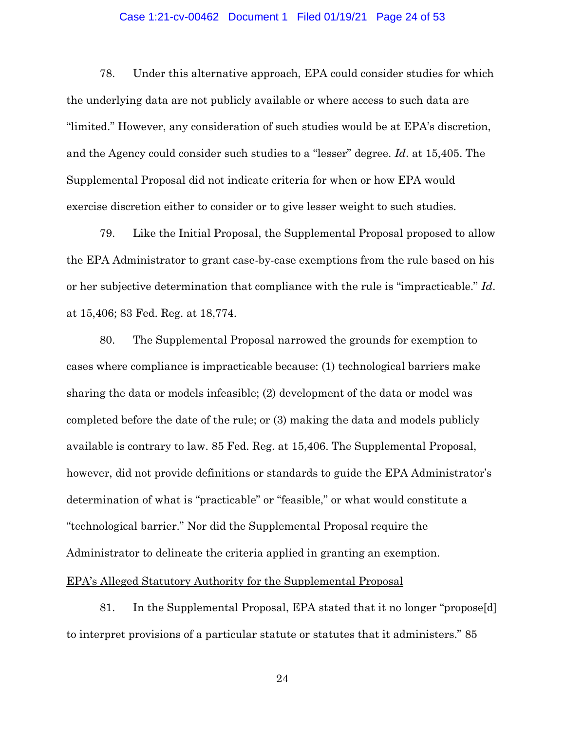78. Under this alternative approach, EPA could consider studies for which the underlying data are not publicly available or where access to such data are "limited." However, any consideration of such studies would be at EPA's discretion, and the Agency could consider such studies to a "lesser" degree. *Id*. at 15,405. The Supplemental Proposal did not indicate criteria for when or how EPA would exercise discretion either to consider or to give lesser weight to such studies.

79. Like the Initial Proposal, the Supplemental Proposal proposed to allow the EPA Administrator to grant case-by-case exemptions from the rule based on his or her subjective determination that compliance with the rule is "impracticable." *Id*. at 15,406; 83 Fed. Reg. at 18,774.

80. The Supplemental Proposal narrowed the grounds for exemption to cases where compliance is impracticable because: (1) technological barriers make sharing the data or models infeasible; (2) development of the data or model was completed before the date of the rule; or (3) making the data and models publicly available is contrary to law. 85 Fed. Reg. at 15,406. The Supplemental Proposal, however, did not provide definitions or standards to guide the EPA Administrator's determination of what is "practicable" or "feasible," or what would constitute a "technological barrier." Nor did the Supplemental Proposal require the Administrator to delineate the criteria applied in granting an exemption.

<u>EPA's Alleged Statutory Authority for the Supplemental Proposal</u>

81. In the Supplemental Proposal, EPA stated that it no longer "propose[d] to interpret provisions of a particular statute or statutes that it administers." 85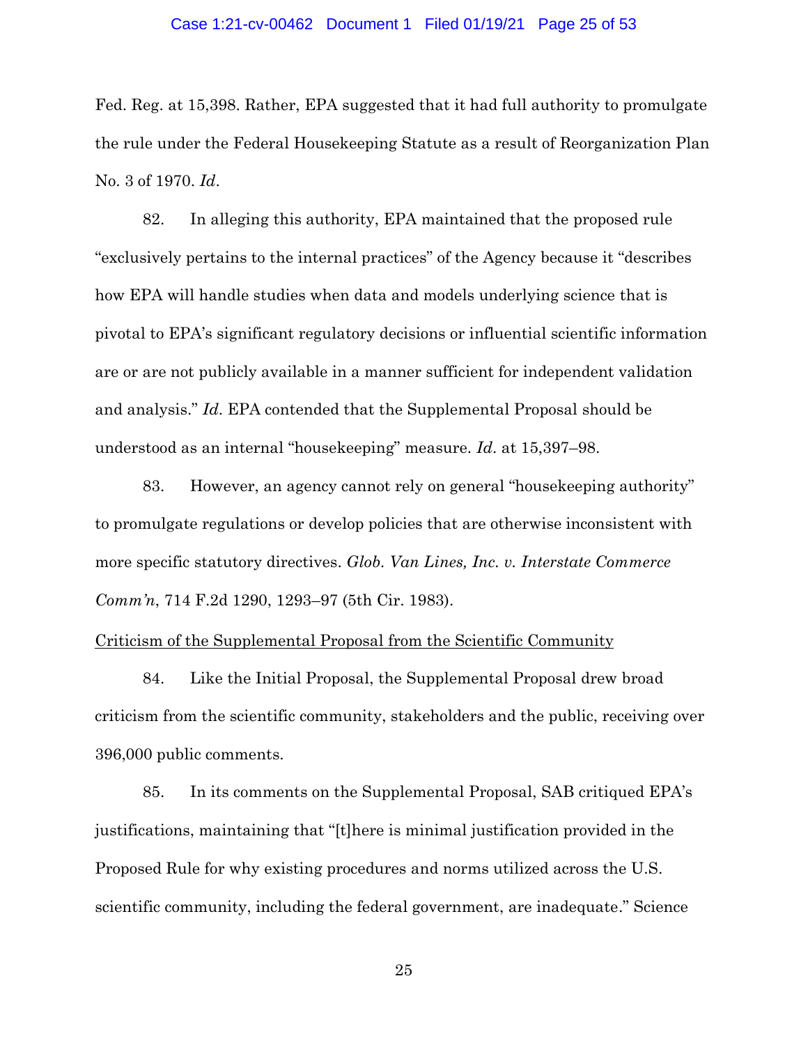Fed. Reg. at 15,398. Rather, EPA suggested that it had full authority to promulgate the rule under the Federal Housekeeping Statute as a result of Reorganization Plan No. 3 of 1970. *Id*.

82. In alleging this authority, EPA maintained that the proposed rule "exclusively pertains to the internal practices" of the Agency because it "describes how EPA will handle studies when data and models underlying science that is pivotal to EPA's significant regulatory decisions or influential scientific information are or are not publicly available in a manner sufficient for independent validation and analysis." *Id*. EPA contended that the Supplemental Proposal should be understood as an internal "housekeeping" measure. *Id*. at 15,397–98.

83. However, an agency cannot rely on general "housekeeping authority" to promulgate regulations or develop policies that are otherwise inconsistent with more specific statutory directives. *Glob. Van Lines, Inc. v. Interstate Commerce Comm'n*, 714 F.2d 1290, 1293–97 (5th Cir. 1983).

<u>Criticism of the Supplemental Proposal from the Scientific Community</u>

84. Like the Initial Proposal, the Supplemental Proposal drew broad criticism from the scientific community, stakeholders and the public, receiving over 396,000 public comments.

85. In its comments on the Supplemental Proposal, SAB critiqued EPA's justifications, maintaining that "[t]here is minimal justification provided in the Proposed Rule for why existing procedures and norms utilized across the U.S. scientific community, including the federal government, are inadequate." Science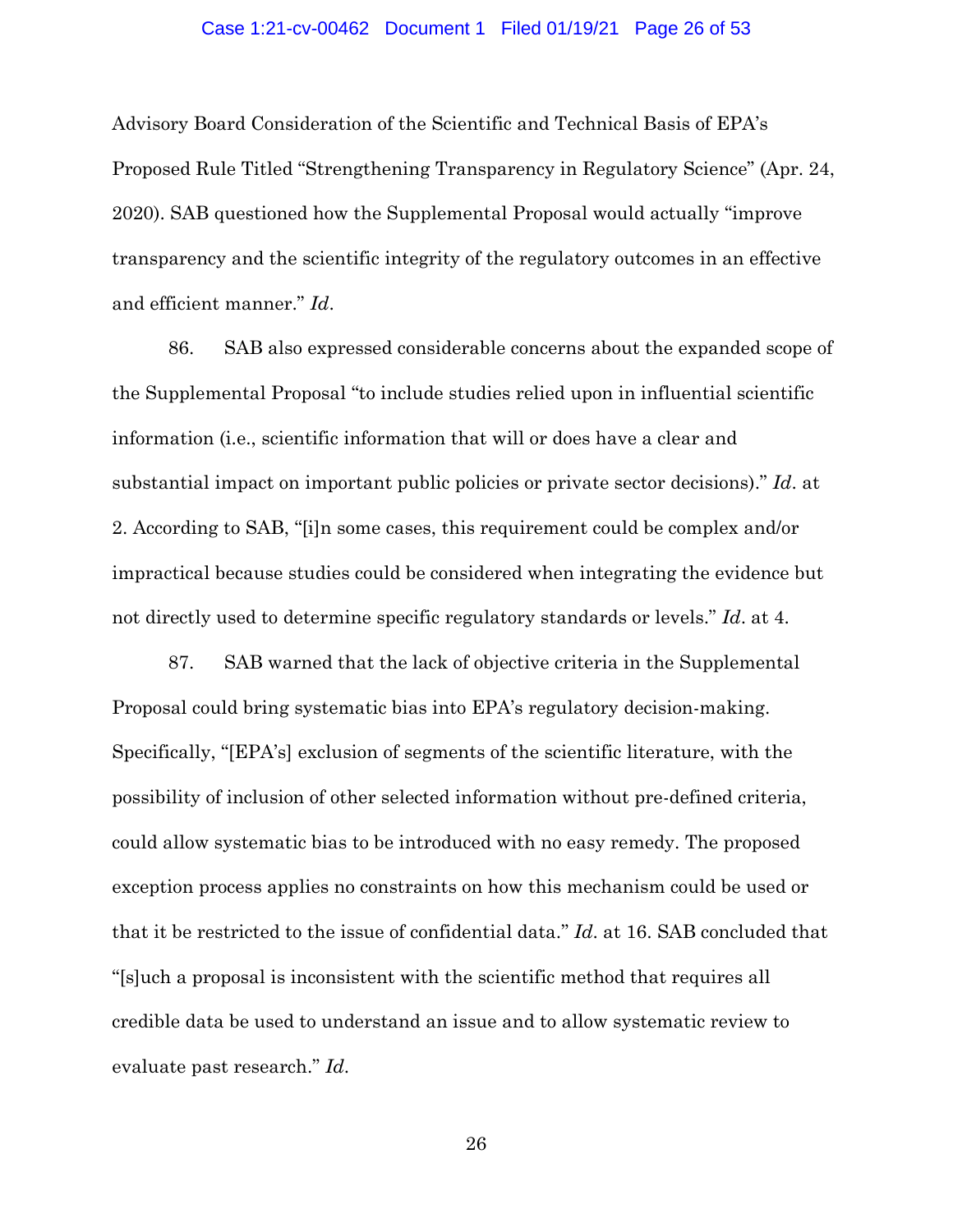Advisory Board Consideration of the Scientific and Technical Basis of EPA's Proposed Rule Titled "Strengthening Transparency in Regulatory Science" (Apr. 24, 2020). SAB questioned how the Supplemental Proposal would actually "improve transparency and the scientific integrity of the regulatory outcomes in an effective and efficient manner." *Id*.

86. SAB also expressed considerable concerns about the expanded scope of the Supplemental Proposal "to include studies relied upon in influential scientific information (i.e., scientific information that will or does have a clear and substantial impact on important public policies or private sector decisions)." *Id*. at 2. According to SAB, "[i]n some cases, this requirement could be complex and/or impractical because studies could be considered when integrating the evidence but not directly used to determine specific regulatory standards or levels." *Id*. at 4.

87. SAB warned that the lack of objective criteria in the Supplemental Proposal could bring systematic bias into EPA's regulatory decision-making. Specifically, "[EPA's] exclusion of segments of the scientific literature, with the possibility of inclusion of other selected information without pre-defined criteria, could allow systematic bias to be introduced with no easy remedy. The proposed exception process applies no constraints on how this mechanism could be used or that it be restricted to the issue of confidential data." *Id*. at 16. SAB concluded that "[s]uch a proposal is inconsistent with the scientific method that requires all credible data be used to understand an issue and to allow systematic review to evaluate past research." *Id*.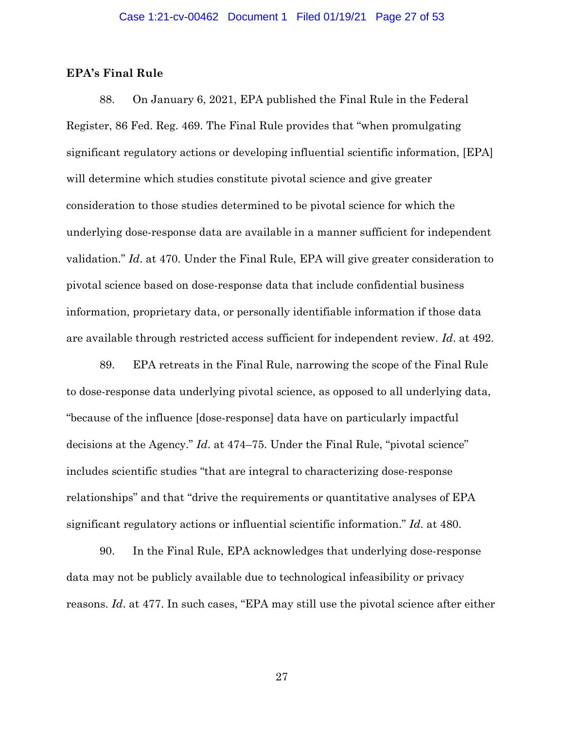**EPA's Final Rule**

88. On January 6, 2021, EPA published the Final Rule in the Federal Register, 86 Fed. Reg. 469. The Final Rule provides that "when promulgating significant regulatory actions or developing influential scientific information, [EPA] will determine which studies constitute pivotal science and give greater consideration to those studies determined to be pivotal science for which the underlying dose-response data are available in a manner sufficient for independent validation." *Id*. at 470. Under the Final Rule, EPA will give greater consideration to pivotal science based on dose-response data that include confidential business information, proprietary data, or personally identifiable information if those data are available through restricted access sufficient for independent review. *Id*. at 492.

89. EPA retreats in the Final Rule, narrowing the scope of the Final Rule to dose-response data underlying pivotal science, as opposed to all underlying data, "because of the influence [dose-response] data have on particularly impactful decisions at the Agency." *Id*. at 474–75. Under the Final Rule, "pivotal science" includes scientific studies "that are integral to characterizing dose-response relationships" and that "drive the requirements or quantitative analyses of EPA significant regulatory actions or influential scientific information." *Id*. at 480.

90. In the Final Rule, EPA acknowledges that underlying dose-response data may not be publicly available due to technological infeasibility or privacy reasons. *Id*. at 477. In such cases, "EPA may still use the pivotal science after either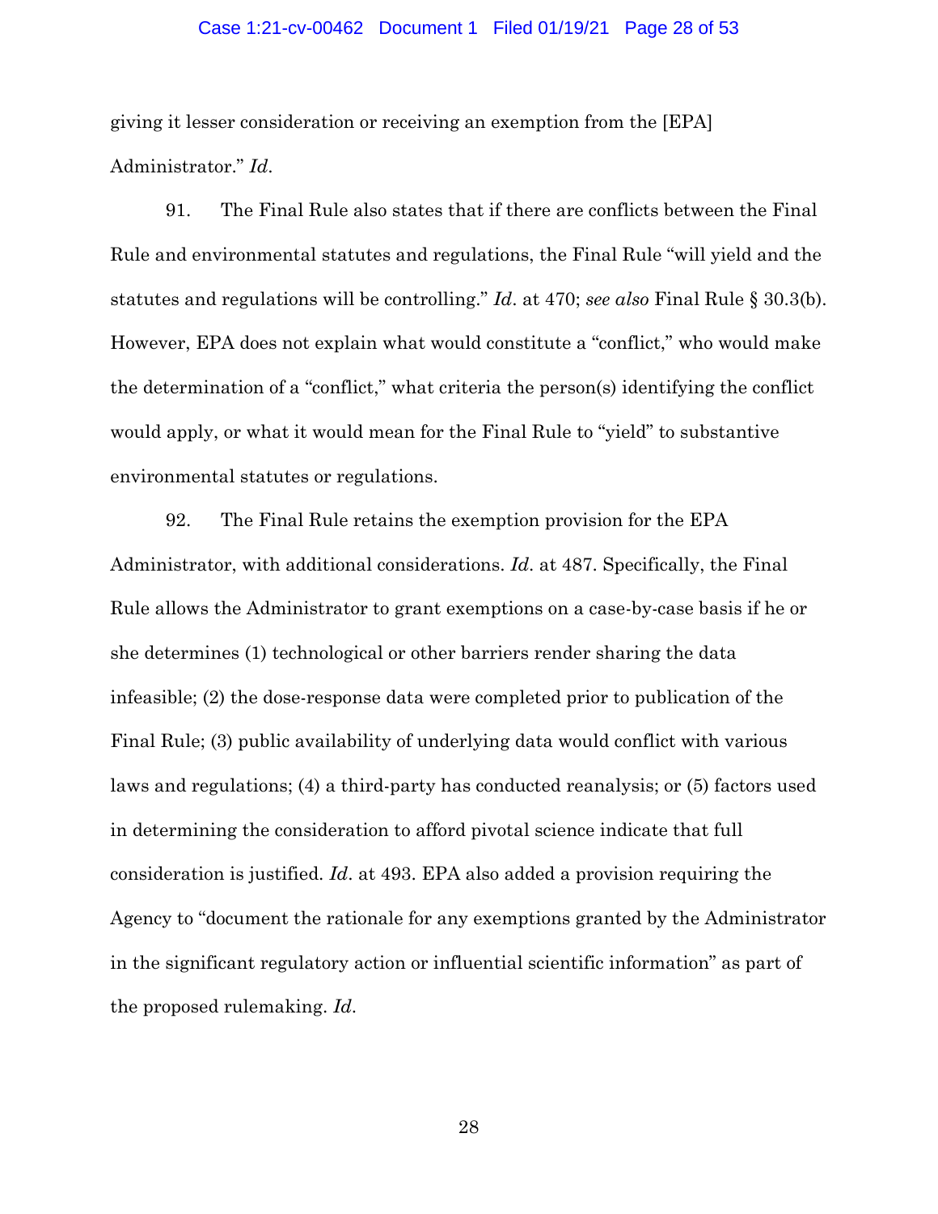giving it lesser consideration or receiving an exemption from the [EPA] Administrator." *Id*.

91. The Final Rule also states that if there are conflicts between the Final Rule and environmental statutes and regulations, the Final Rule "will yield and the statutes and regulations will be controlling." *Id*. at 470; *see also* Final Rule § 30.3(b). However, EPA does not explain what would constitute a "conflict," who would make the determination of a "conflict," what criteria the person(s) identifying the conflict would apply, or what it would mean for the Final Rule to "yield" to substantive environmental statutes or regulations.

92. The Final Rule retains the exemption provision for the EPA Administrator, with additional considerations. *Id*. at 487. Specifically, the Final Rule allows the Administrator to grant exemptions on a case-by-case basis if he or she determines (1) technological or other barriers render sharing the data infeasible; (2) the dose-response data were completed prior to publication of the Final Rule; (3) public availability of underlying data would conflict with various laws and regulations; (4) a third-party has conducted reanalysis; or (5) factors used in determining the consideration to afford pivotal science indicate that full consideration is justified. *Id*. at 493. EPA also added a provision requiring the Agency to "document the rationale for any exemptions granted by the Administrator in the significant regulatory action or influential scientific information" as part of the proposed rulemaking. *Id*.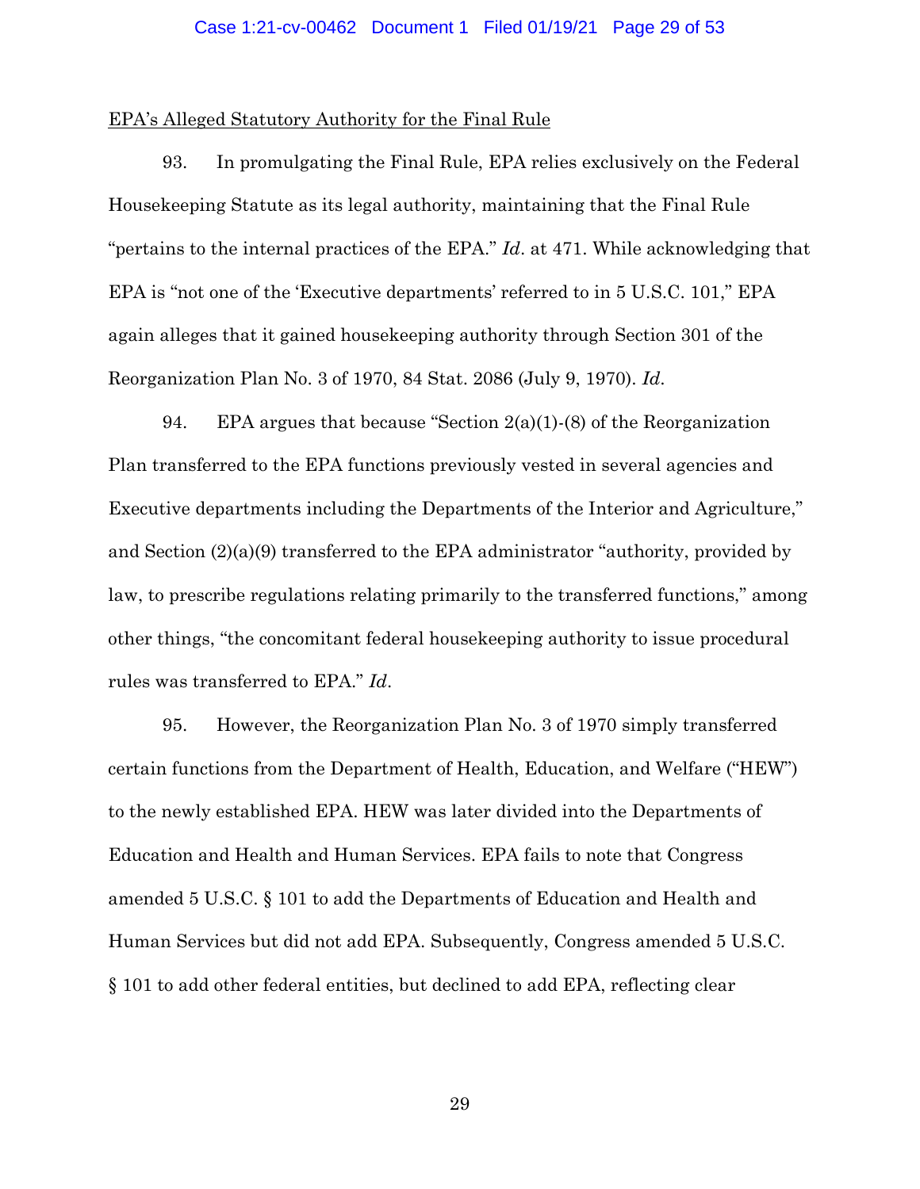EPA's Alleged Statutory Authority for the Final Rule

93. In promulgating the Final Rule, EPA relies exclusively on the Federal Housekeeping Statute as its legal authority, maintaining that the Final Rule "pertains to the internal practices of the EPA." *Id*. at 471. While acknowledging that EPA is "not one of the 'Executive departments' referred to in 5 U.S.C. 101," EPA again alleges that it gained housekeeping authority through Section 301 of the Reorganization Plan No. 3 of 1970, 84 Stat. 2086 (July 9, 1970). *Id*.

94. EPA argues that because "Section 2(a)(1)-(8) of the Reorganization Plan transferred to the EPA functions previously vested in several agencies and Executive departments including the Departments of the Interior and Agriculture," and Section (2)(a)(9) transferred to the EPA administrator "authority, provided by law, to prescribe regulations relating primarily to the transferred functions," among other things, "the concomitant federal housekeeping authority to issue procedural rules was transferred to EPA." *Id*.

95. However, the Reorganization Plan No. 3 of 1970 simply transferred certain functions from the Department of Health, Education, and Welfare ("HEW") to the newly established EPA. HEW was later divided into the Departments of Education and Health and Human Services. EPA fails to note that Congress amended 5 U.S.C. § 101 to add the Departments of Education and Health and Human Services but did not add EPA. Subsequently, Congress amended 5 U.S.C. § 101 to add other federal entities, but declined to add EPA, reflecting clear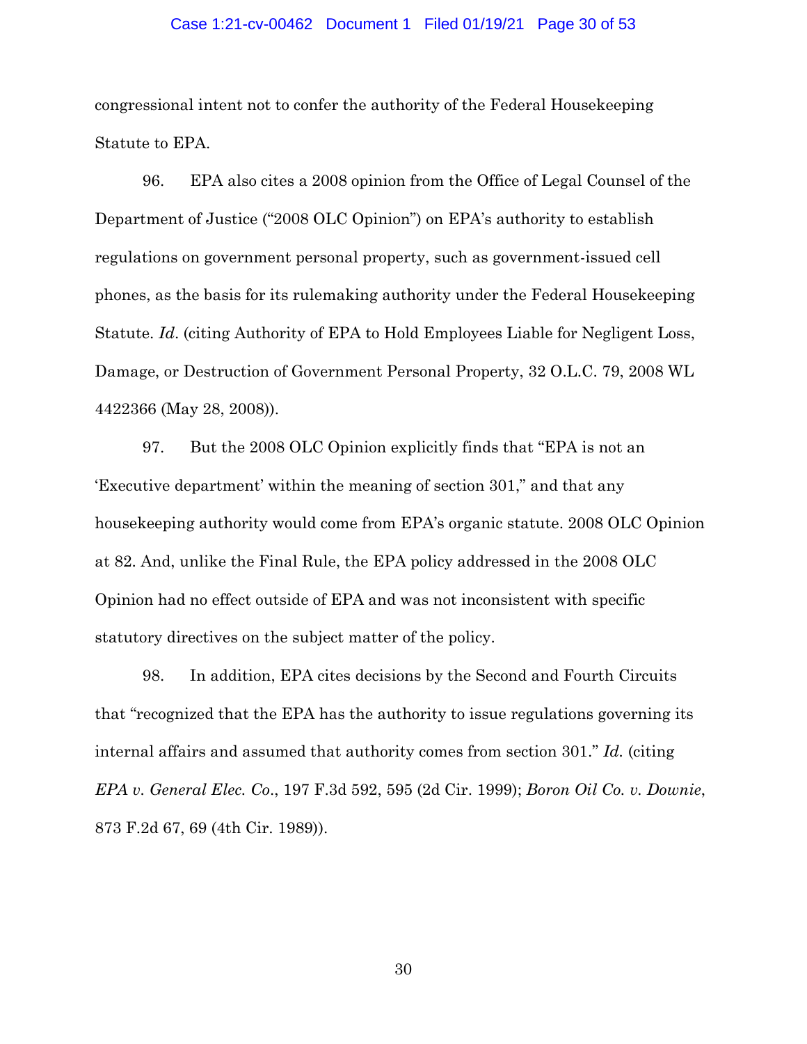congressional intent not to confer the authority of the Federal Housekeeping Statute to EPA.

96. EPA also cites a 2008 opinion from the Office of Legal Counsel of the Department of Justice ("2008 OLC Opinion") on EPA's authority to establish regulations on government personal property, such as government-issued cell phones, as the basis for its rulemaking authority under the Federal Housekeeping Statute. *Id*. (citing Authority of EPA to Hold Employees Liable for Negligent Loss, Damage, or Destruction of Government Personal Property, 32 O.L.C. 79, 2008 WL 4422366 (May 28, 2008)).

97. But the 2008 OLC Opinion explicitly finds that "EPA is not an 'Executive department' within the meaning of section 301," and that any housekeeping authority would come from EPA's organic statute. 2008 OLC Opinion at 82. And, unlike the Final Rule, the EPA policy addressed in the 2008 OLC Opinion had no effect outside of EPA and was not inconsistent with specific statutory directives on the subject matter of the policy.

98. In addition, EPA cites decisions by the Second and Fourth Circuits that "recognized that the EPA has the authority to issue regulations governing its internal affairs and assumed that authority comes from section 301." *Id.* (citing *EPA v. General Elec. Co*., 197 F.3d 592, 595 (2d Cir. 1999); *Boron Oil Co. v. Downie*, 873 F.2d 67, 69 (4th Cir. 1989)).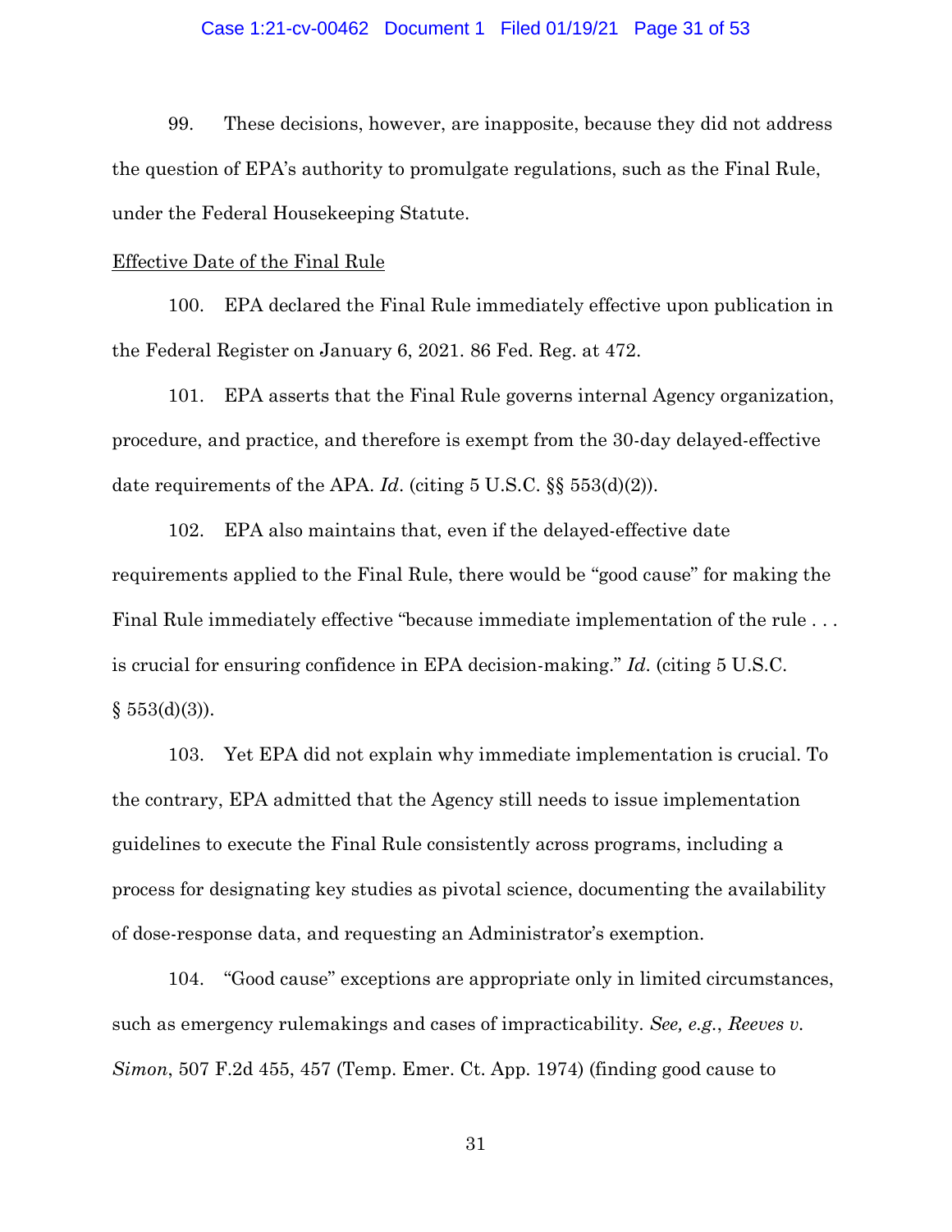99. These decisions, however, are inapposite, because they did not address the question of EPA's authority to promulgate regulations, such as the Final Rule, under the Federal Housekeeping Statute.

<u>Effective Date of the Final Rule</u>

100. EPA declared the Final Rule immediately effective upon publication in the Federal Register on January 6, 2021. 86 Fed. Reg. at 472.

101. EPA asserts that the Final Rule governs internal Agency organization, procedure, and practice, and therefore is exempt from the 30-day delayed-effective date requirements of the APA. *Id*. (citing 5 U.S.C. §§ 553(d)(2)).

102. EPA also maintains that, even if the delayed-effective date requirements applied to the Final Rule, there would be "good cause" for making the Final Rule immediately effective "because immediate implementation of the rule . . . is crucial for ensuring confidence in EPA decision-making." *Id*. (citing 5 U.S.C. § 553(d)(3)).

103. Yet EPA did not explain why immediate implementation is crucial. To the contrary, EPA admitted that the Agency still needs to issue implementation guidelines to execute the Final Rule consistently across programs, including a process for designating key studies as pivotal science, documenting the availability of dose-response data, and requesting an Administrator's exemption.

104. "Good cause" exceptions are appropriate only in limited circumstances, such as emergency rulemakings and cases of impracticability. *See, e.g.*, *Reeves v. Simon*, 507 F.2d 455, 457 (Temp. Emer. Ct. App. 1974) (finding good cause to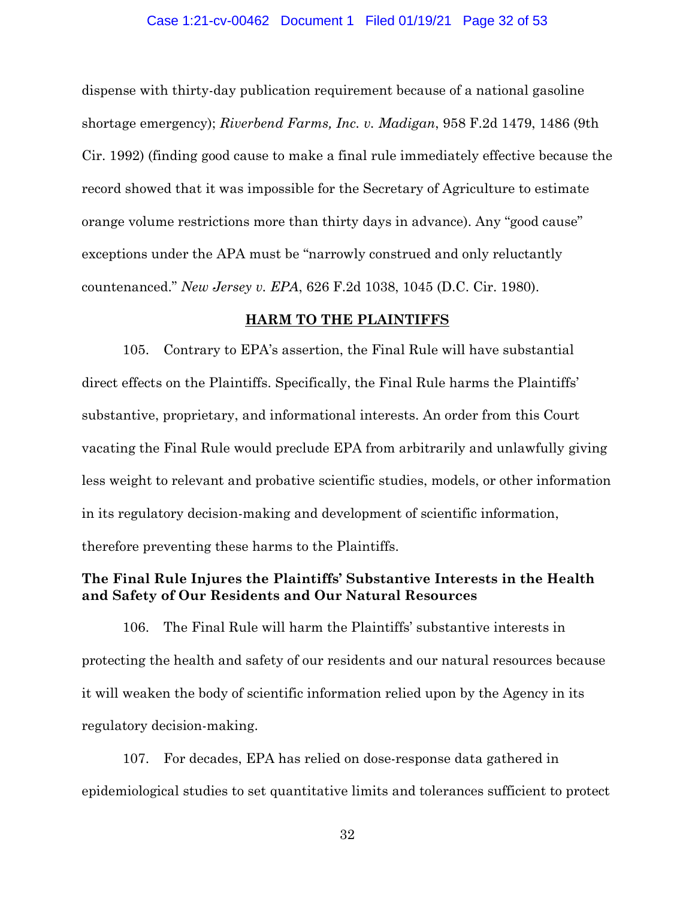dispense with thirty-day publication requirement because of a national gasoline shortage emergency); *Riverbend Farms, Inc. v. Madigan*, 958 F.2d 1479, 1486 (9th Cir. 1992) (finding good cause to make a final rule immediately effective because the record showed that it was impossible for the Secretary of Agriculture to estimate orange volume restrictions more than thirty days in advance). Any "good cause" exceptions under the APA must be "narrowly construed and only reluctantly countenanced." *New Jersey v. EPA*, 626 F.2d 1038, 1045 (D.C. Cir. 1980).

## HARM TO THE PLAINTIFFS

105. Contrary to EPA's assertion, the Final Rule will have substantial direct effects on the Plaintiffs. Specifically, the Final Rule harms the Plaintiffs' substantive, proprietary, and informational interests. An order from this Court vacating the Final Rule would preclude EPA from arbitrarily and unlawfully giving less weight to relevant and probative scientific studies, models, or other information in its regulatory decision-making and development of scientific information, therefore preventing these harms to the Plaintiffs.

### The Final Rule Injures the Plaintiffs' Substantive Interests in the Health and Safety of Our Residents and Our Natural Resources

106. The Final Rule will harm the Plaintiffs' substantive interests in protecting the health and safety of our residents and our natural resources because it will weaken the body of scientific information relied upon by the Agency in its regulatory decision-making.

107. For decades, EPA has relied on dose-response data gathered in epidemiological studies to set quantitative limits and tolerances sufficient to protect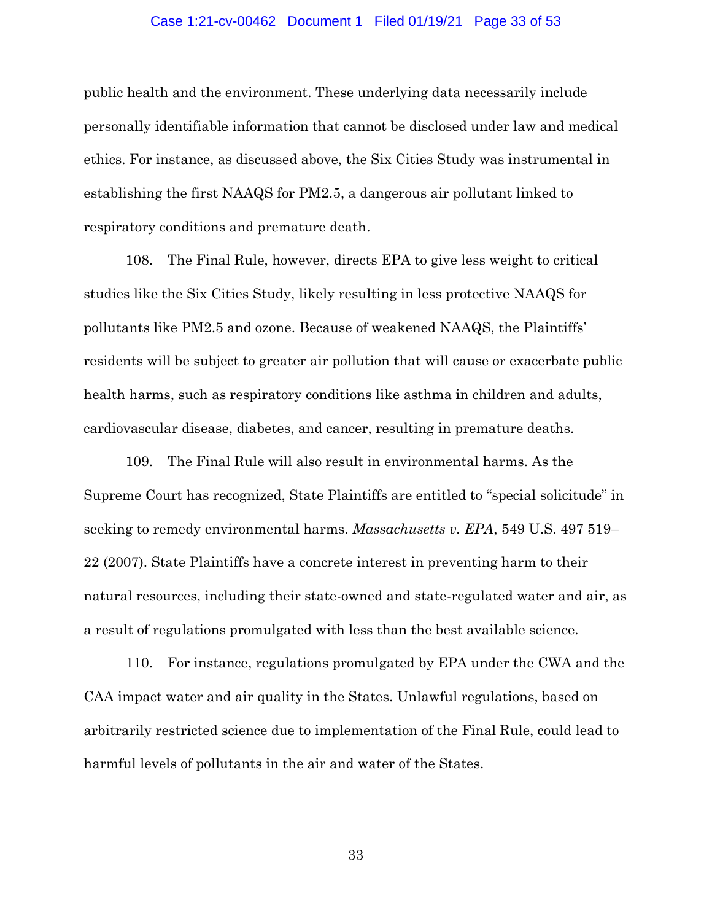public health and the environment. These underlying data necessarily include personally identifiable information that cannot be disclosed under law and medical ethics. For instance, as discussed above, the Six Cities Study was instrumental in establishing the first NAAQS for PM2.5, a dangerous air pollutant linked to respiratory conditions and premature death.

108. The Final Rule, however, directs EPA to give less weight to critical studies like the Six Cities Study, likely resulting in less protective NAAQS for pollutants like PM2.5 and ozone. Because of weakened NAAQS, the Plaintiffs' residents will be subject to greater air pollution that will cause or exacerbate public health harms, such as respiratory conditions like asthma in children and adults, cardiovascular disease, diabetes, and cancer, resulting in premature deaths.

109. The Final Rule will also result in environmental harms. As the Supreme Court has recognized, State Plaintiffs are entitled to "special solicitude" in seeking to remedy environmental harms. *Massachusetts v. EPA*, 549 U.S. 497 519–22 (2007). State Plaintiffs have a concrete interest in preventing harm to their natural resources, including their state-owned and state-regulated water and air, as a result of regulations promulgated with less than the best available science.

110. For instance, regulations promulgated by EPA under the CWA and the CAA impact water and air quality in the States. Unlawful regulations, based on arbitrarily restricted science due to implementation of the Final Rule, could lead to harmful levels of pollutants in the air and water of the States.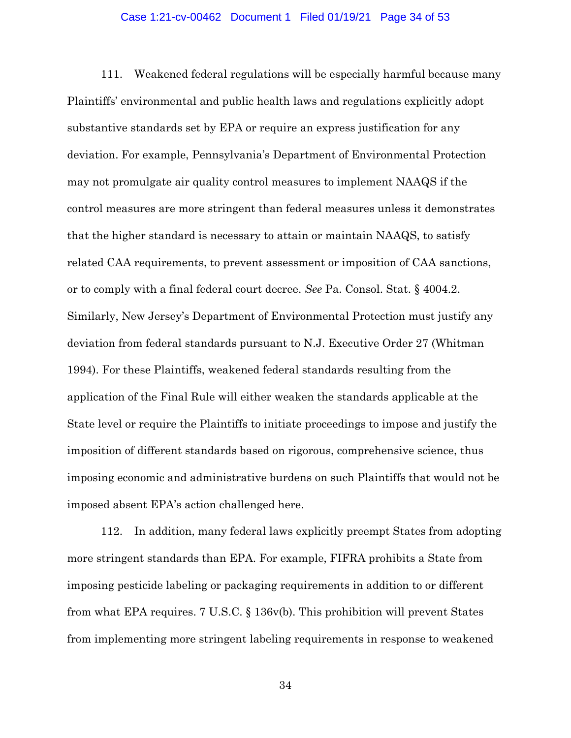111. Weakened federal regulations will be especially harmful because many Plaintiffs' environmental and public health laws and regulations explicitly adopt substantive standards set by EPA or require an express justification for any deviation. For example, Pennsylvania's Department of Environmental Protection may not promulgate air quality control measures to implement NAAQS if the control measures are more stringent than federal measures unless it demonstrates that the higher standard is necessary to attain or maintain NAAQS, to satisfy related CAA requirements, to prevent assessment or imposition of CAA sanctions, or to comply with a final federal court decree. *See* Pa. Consol. Stat. § 4004.2. Similarly, New Jersey's Department of Environmental Protection must justify any deviation from federal standards pursuant to N.J. Executive Order 27 (Whitman 1994). For these Plaintiffs, weakened federal standards resulting from the application of the Final Rule will either weaken the standards applicable at the State level or require the Plaintiffs to initiate proceedings to impose and justify the imposition of different standards based on rigorous, comprehensive science, thus imposing economic and administrative burdens on such Plaintiffs that would not be imposed absent EPA's action challenged here.

112. In addition, many federal laws explicitly preempt States from adopting more stringent standards than EPA. For example, FIFRA prohibits a State from imposing pesticide labeling or packaging requirements in addition to or different from what EPA requires. 7 U.S.C. § 136v(b). This prohibition will prevent States from implementing more stringent labeling requirements in response to weakened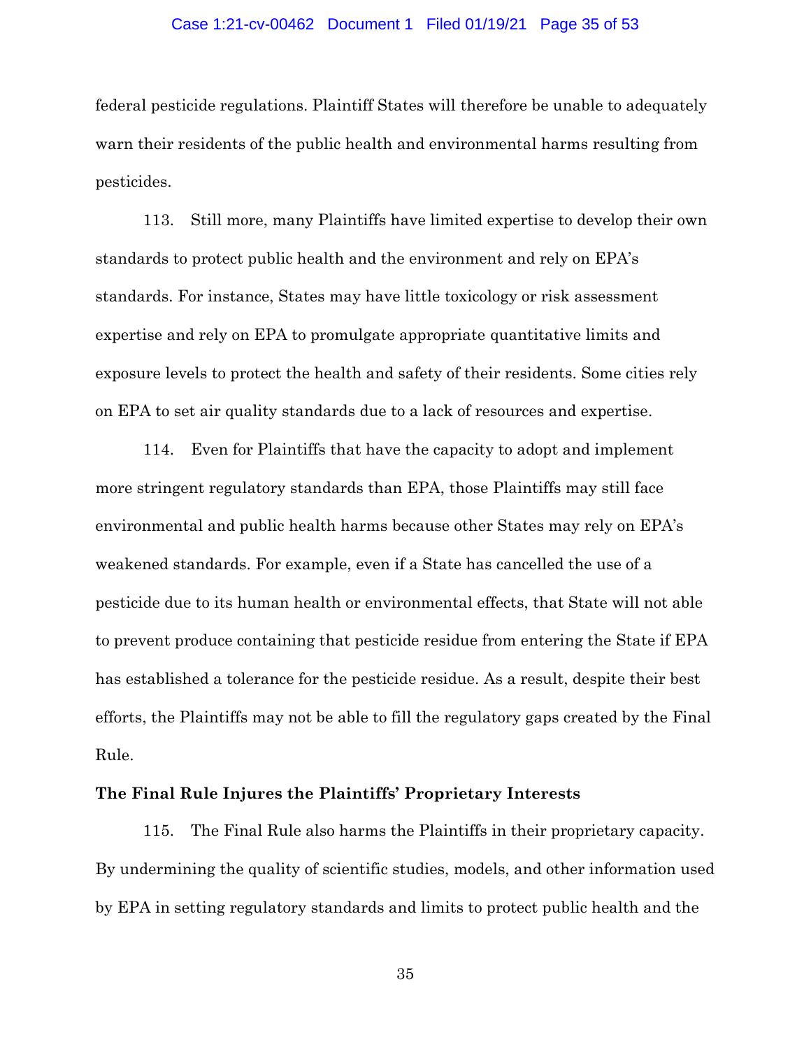federal pesticide regulations. Plaintiff States will therefore be unable to adequately warn their residents of the public health and environmental harms resulting from pesticides.

113. Still more, many Plaintiffs have limited expertise to develop their own standards to protect public health and the environment and rely on EPA's standards. For instance, States may have little toxicology or risk assessment expertise and rely on EPA to promulgate appropriate quantitative limits and exposure levels to protect the health and safety of their residents. Some cities rely on EPA to set air quality standards due to a lack of resources and expertise.

114. Even for Plaintiffs that have the capacity to adopt and implement more stringent regulatory standards than EPA, those Plaintiffs may still face environmental and public health harms because other States may rely on EPA's weakened standards. For example, even if a State has cancelled the use of a pesticide due to its human health or environmental effects, that State will not able to prevent produce containing that pesticide residue from entering the State if EPA has established a tolerance for the pesticide residue. As a result, despite their best efforts, the Plaintiffs may not be able to fill the regulatory gaps created by the Final Rule.

**The Final Rule Injures the Plaintiffs' Proprietary Interests**

115. The Final Rule also harms the Plaintiffs in their proprietary capacity. By undermining the quality of scientific studies, models, and other information used by EPA in setting regulatory standards and limits to protect public health and the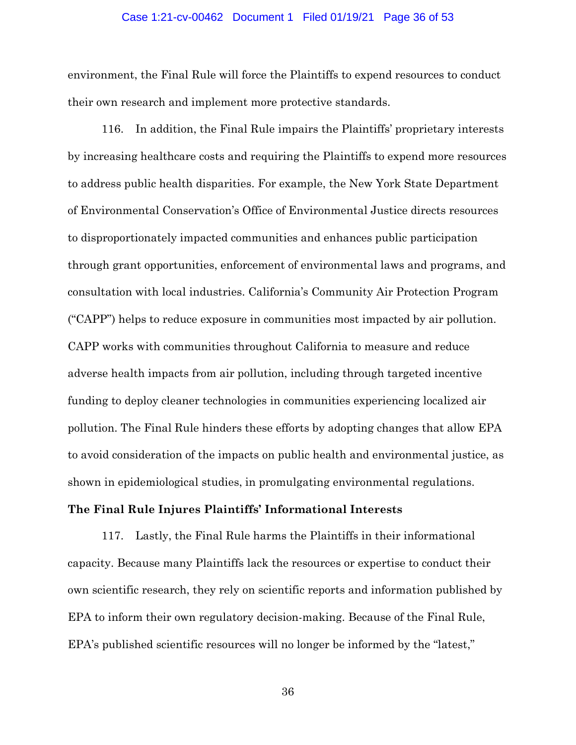environment, the Final Rule will force the Plaintiffs to expend resources to conduct their own research and implement more protective standards.

116. In addition, the Final Rule impairs the Plaintiffs' proprietary interests by increasing healthcare costs and requiring the Plaintiffs to expend more resources to address public health disparities. For example, the New York State Department of Environmental Conservation's Office of Environmental Justice directs resources to disproportionately impacted communities and enhances public participation through grant opportunities, enforcement of environmental laws and programs, and consultation with local industries. California's Community Air Protection Program ("CAPP") helps to reduce exposure in communities most impacted by air pollution. CAPP works with communities throughout California to measure and reduce adverse health impacts from air pollution, including through targeted incentive funding to deploy cleaner technologies in communities experiencing localized air pollution. The Final Rule hinders these efforts by adopting changes that allow EPA to avoid consideration of the impacts on public health and environmental justice, as shown in epidemiological studies, in promulgating environmental regulations.

**The Final Rule Injures Plaintiffs' Informational Interests**

117. Lastly, the Final Rule harms the Plaintiffs in their informational capacity. Because many Plaintiffs lack the resources or expertise to conduct their own scientific research, they rely on scientific reports and information published by EPA to inform their own regulatory decision-making. Because of the Final Rule, EPA's published scientific resources will no longer be informed by the "latest,"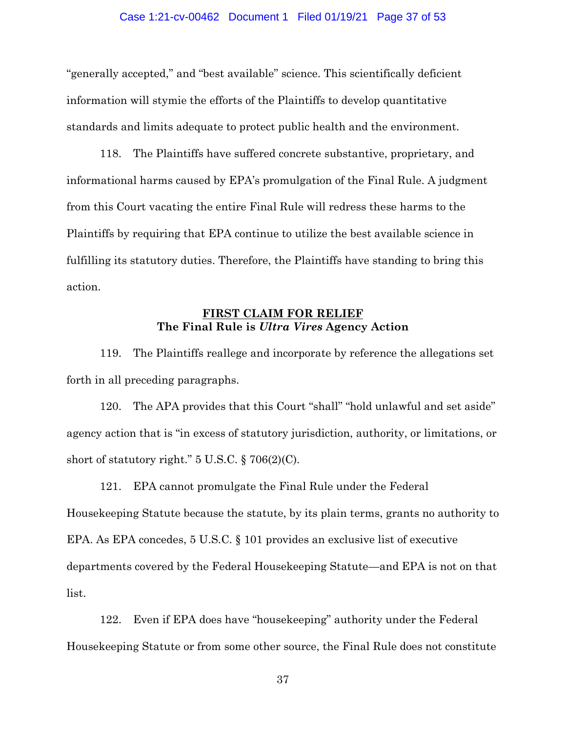"generally accepted," and "best available" science. This scientifically deficient information will stymie the efforts of the Plaintiffs to develop quantitative standards and limits adequate to protect public health and the environment.

118. The Plaintiffs have suffered concrete substantive, proprietary, and informational harms caused by EPA's promulgation of the Final Rule. A judgment from this Court vacating the entire Final Rule will redress these harms to the Plaintiffs by requiring that EPA continue to utilize the best available science in fulfilling its statutory duties. Therefore, the Plaintiffs have standing to bring this action.

## **FIRST CLAIM FOR RELIEF**
### **The Final Rule is *Ultra Vires* Agency Action**

119. The Plaintiffs reallege and incorporate by reference the allegations set forth in all preceding paragraphs.

120. The APA provides that this Court "shall" "hold unlawful and set aside" agency action that is "in excess of statutory jurisdiction, authority, or limitations, or short of statutory right." 5 U.S.C. § 706(2)(C).

121. EPA cannot promulgate the Final Rule under the Federal Housekeeping Statute because the statute, by its plain terms, grants no authority to EPA. As EPA concedes, 5 U.S.C. § 101 provides an exclusive list of executive departments covered by the Federal Housekeeping Statute—and EPA is not on that list.

122. Even if EPA does have "housekeeping" authority under the Federal Housekeeping Statute or from some other source, the Final Rule does not constitute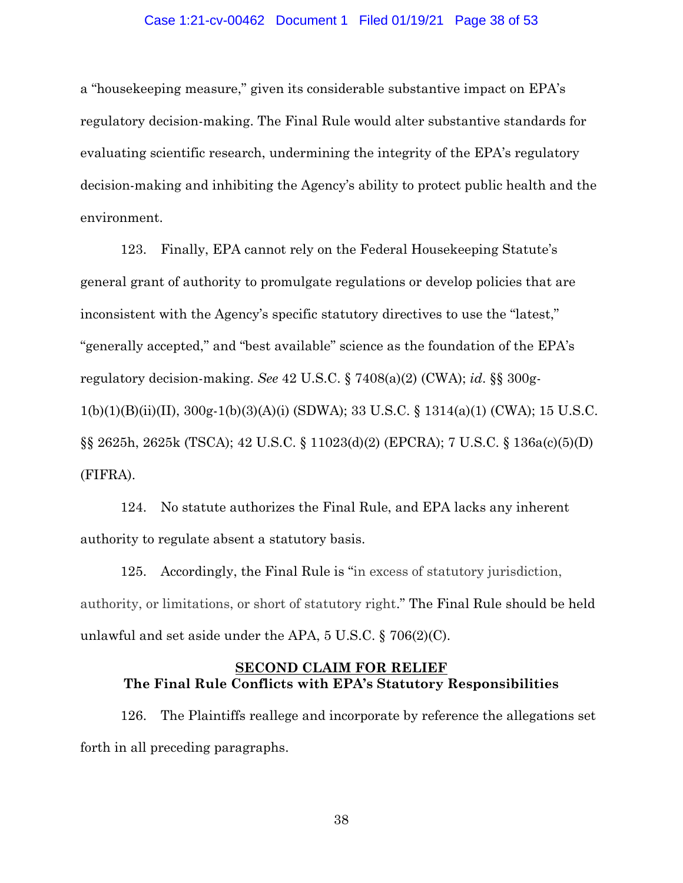a "housekeeping measure," given its considerable substantive impact on EPA's regulatory decision-making. The Final Rule would alter substantive standards for evaluating scientific research, undermining the integrity of the EPA's regulatory decision-making and inhibiting the Agency's ability to protect public health and the environment.

123. Finally, EPA cannot rely on the Federal Housekeeping Statute's general grant of authority to promulgate regulations or develop policies that are inconsistent with the Agency's specific statutory directives to use the "latest," "generally accepted," and "best available" science as the foundation of the EPA's regulatory decision-making. *See* 42 U.S.C. § 7408(a)(2) (CWA); *id*. §§ 300g-1(b)(1)(B)(ii)(II), 300g-1(b)(3)(A)(i) (SDWA); 33 U.S.C. § 1314(a)(1) (CWA); 15 U.S.C. §§ 2625h, 2625k (TSCA); 42 U.S.C. § 11023(d)(2) (EPCRA); 7 U.S.C. § 136a(c)(5)(D) (FIFRA).

124. No statute authorizes the Final Rule, and EPA lacks any inherent authority to regulate absent a statutory basis.

125. Accordingly, the Final Rule is "in excess of statutory jurisdiction, authority, or limitations, or short of statutory right." The Final Rule should be held unlawful and set aside under the APA, 5 U.S.C. § 706(2)(C).

## SECOND CLAIM FOR RELIEF
## The Final Rule Conflicts with EPA's Statutory Responsibilities

126. The Plaintiffs reallege and incorporate by reference the allegations set forth in all preceding paragraphs.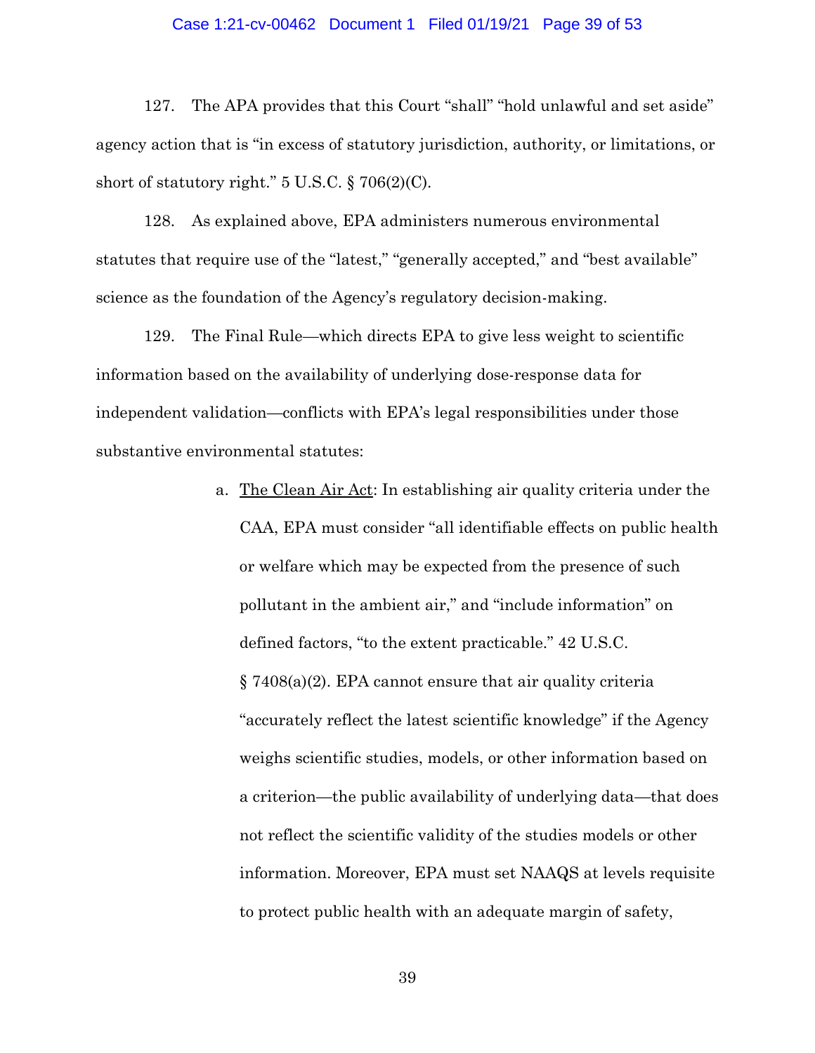127. The APA provides that this Court "shall" "hold unlawful and set aside" agency action that is "in excess of statutory jurisdiction, authority, or limitations, or short of statutory right." 5 U.S.C. § 706(2)(C).

128. As explained above, EPA administers numerous environmental statutes that require use of the "latest," "generally accepted," and "best available" science as the foundation of the Agency's regulatory decision-making.

129. The Final Rule—which directs EPA to give less weight to scientific information based on the availability of underlying dose-response data for independent validation—conflicts with EPA's legal responsibilities under those substantive environmental statutes:

a. <u>The Clean Air Act</u>: In establishing air quality criteria under the CAA, EPA must consider "all identifiable effects on public health or welfare which may be expected from the presence of such pollutant in the ambient air," and "include information" on defined factors, "to the extent practicable." 42 U.S.C. § 7408(a)(2). EPA cannot ensure that air quality criteria "accurately reflect the latest scientific knowledge" if the Agency weighs scientific studies, models, or other information based on a criterion—the public availability of underlying data—that does not reflect the scientific validity of the studies models or other information. Moreover, EPA must set NAAQS at levels requisite to protect public health with an adequate margin of safety,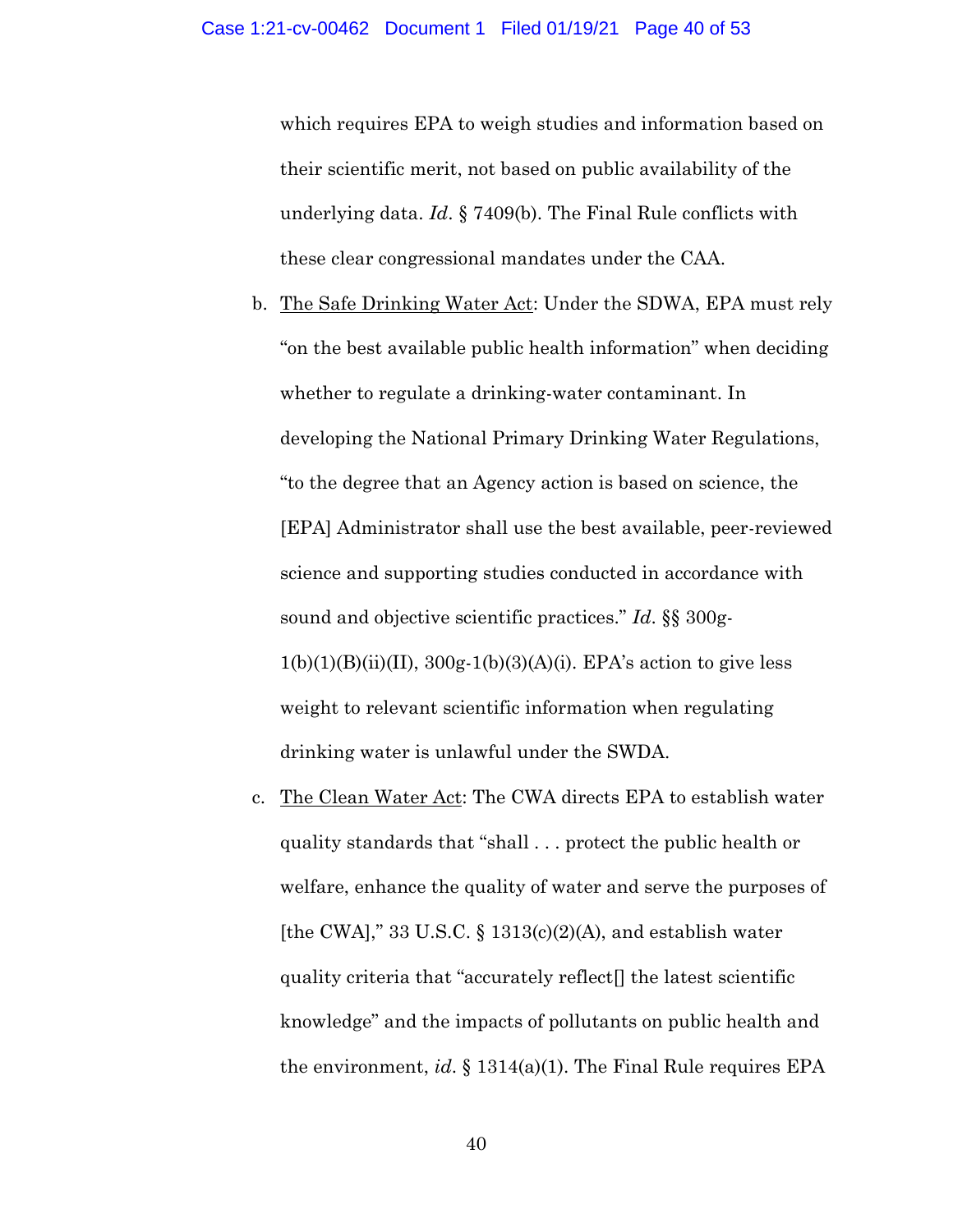which requires EPA to weigh studies and information based on their scientific merit, not based on public availability of the underlying data. *Id*. § 7409(b). The Final Rule conflicts with these clear congressional mandates under the CAA.

b. <u>The Safe Drinking Water Act</u>: Under the SDWA, EPA must rely "on the best available public health information" when deciding whether to regulate a drinking-water contaminant. In developing the National Primary Drinking Water Regulations, "to the degree that an Agency action is based on science, the [EPA] Administrator shall use the best available, peer-reviewed science and supporting studies conducted in accordance with sound and objective scientific practices." *Id*. §§ 300g-1(b)(1)(B)(ii)(II), 300g-1(b)(3)(A)(i). EPA's action to give less weight to relevant scientific information when regulating drinking water is unlawful under the SWDA.

c. <u>The Clean Water Act</u>: The CWA directs EPA to establish water quality standards that "shall . . . protect the public health or welfare, enhance the quality of water and serve the purposes of [the CWA]," 33 U.S.C. § 1313(c)(2)(A), and establish water quality criteria that "accurately reflect[] the latest scientific knowledge" and the impacts of pollutants on public health and the environment, *id*. § 1314(a)(1). The Final Rule requires EPA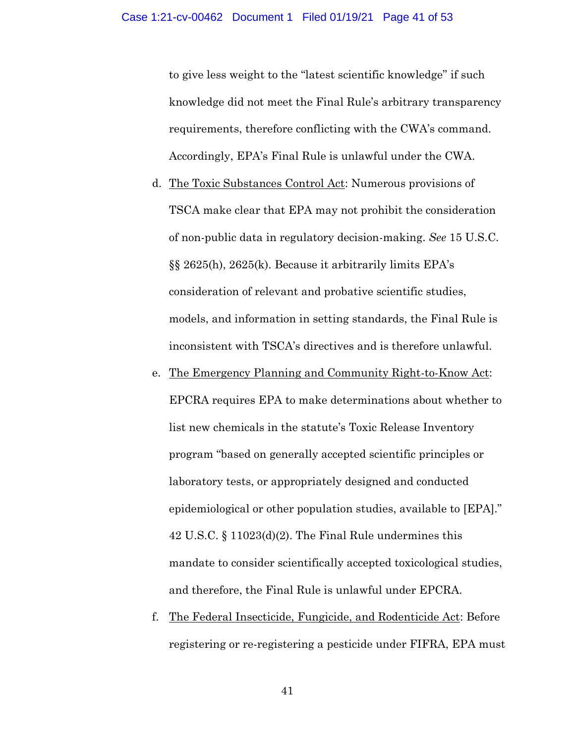to give less weight to the "latest scientific knowledge" if such knowledge did not meet the Final Rule's arbitrary transparency requirements, therefore conflicting with the CWA's command. Accordingly, EPA's Final Rule is unlawful under the CWA.

d. <u>The Toxic Substances Control Act</u>: Numerous provisions of TSCA make clear that EPA may not prohibit the consideration of non-public data in regulatory decision-making. *See* 15 U.S.C. §§ 2625(h), 2625(k). Because it arbitrarily limits EPA's consideration of relevant and probative scientific studies, models, and information in setting standards, the Final Rule is inconsistent with TSCA's directives and is therefore unlawful.

e. <u>The Emergency Planning and Community Right-to-Know Act</u>: EPCRA requires EPA to make determinations about whether to list new chemicals in the statute's Toxic Release Inventory program "based on generally accepted scientific principles or laboratory tests, or appropriately designed and conducted epidemiological or other population studies, available to [EPA]." 42 U.S.C. § 11023(d)(2). The Final Rule undermines this mandate to consider scientifically accepted toxicological studies, and therefore, the Final Rule is unlawful under EPCRA.

f. <u>The Federal Insecticide, Fungicide, and Rodenticide Act</u>: Before registering or re-registering a pesticide under FIFRA, EPA must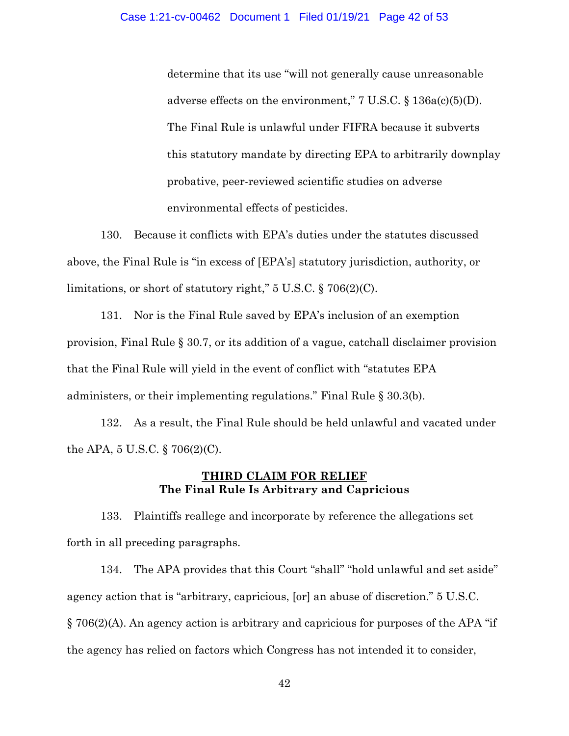determine that its use "will not generally cause unreasonable adverse effects on the environment," 7 U.S.C. § 136a(c)(5)(D). The Final Rule is unlawful under FIFRA because it subverts this statutory mandate by directing EPA to arbitrarily downplay probative, peer-reviewed scientific studies on adverse environmental effects of pesticides.

130. Because it conflicts with EPA's duties under the statutes discussed above, the Final Rule is "in excess of [EPA's] statutory jurisdiction, authority, or limitations, or short of statutory right," 5 U.S.C. § 706(2)(C).

131. Nor is the Final Rule saved by EPA's inclusion of an exemption provision, Final Rule § 30.7, or its addition of a vague, catchall disclaimer provision that the Final Rule will yield in the event of conflict with "statutes EPA administers, or their implementing regulations." Final Rule § 30.3(b).

132. As a result, the Final Rule should be held unlawful and vacated under the APA, 5 U.S.C. § 706(2)(C).

## THIRD CLAIM FOR RELIEF
**The Final Rule Is Arbitrary and Capricious**

133. Plaintiffs reallege and incorporate by reference the allegations set forth in all preceding paragraphs.

134. The APA provides that this Court "shall" "hold unlawful and set aside" agency action that is "arbitrary, capricious, [or] an abuse of discretion." 5 U.S.C. § 706(2)(A). An agency action is arbitrary and capricious for purposes of the APA "if the agency has relied on factors which Congress has not intended it to consider,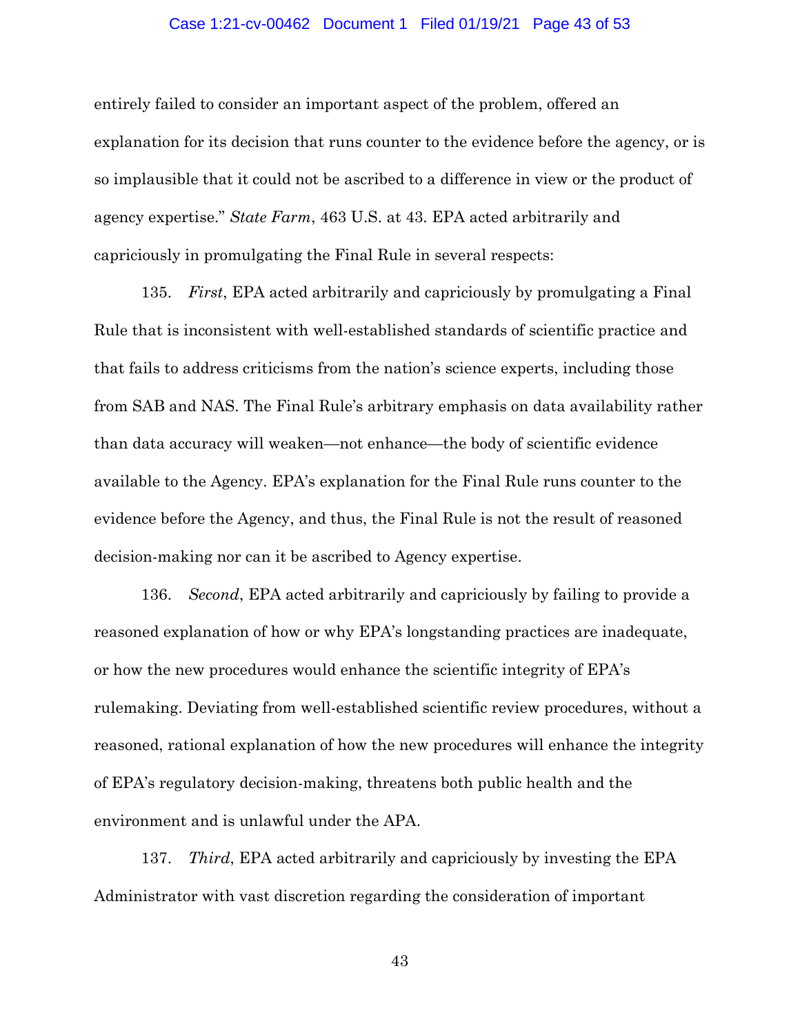entirely failed to consider an important aspect of the problem, offered an explanation for its decision that runs counter to the evidence before the agency, or is so implausible that it could not be ascribed to a difference in view or the product of agency expertise." *State Farm*, 463 U.S. at 43. EPA acted arbitrarily and capriciously in promulgating the Final Rule in several respects:

135. *First*, EPA acted arbitrarily and capriciously by promulgating a Final Rule that is inconsistent with well-established standards of scientific practice and that fails to address criticisms from the nation's science experts, including those from SAB and NAS. The Final Rule's arbitrary emphasis on data availability rather than data accuracy will weaken—not enhance—the body of scientific evidence available to the Agency. EPA's explanation for the Final Rule runs counter to the evidence before the Agency, and thus, the Final Rule is not the result of reasoned decision-making nor can it be ascribed to Agency expertise.

136. *Second*, EPA acted arbitrarily and capriciously by failing to provide a reasoned explanation of how or why EPA's longstanding practices are inadequate, or how the new procedures would enhance the scientific integrity of EPA's rulemaking. Deviating from well-established scientific review procedures, without a reasoned, rational explanation of how the new procedures will enhance the integrity of EPA's regulatory decision-making, threatens both public health and the environment and is unlawful under the APA.

137. *Third*, EPA acted arbitrarily and capriciously by investing the EPA Administrator with vast discretion regarding the consideration of important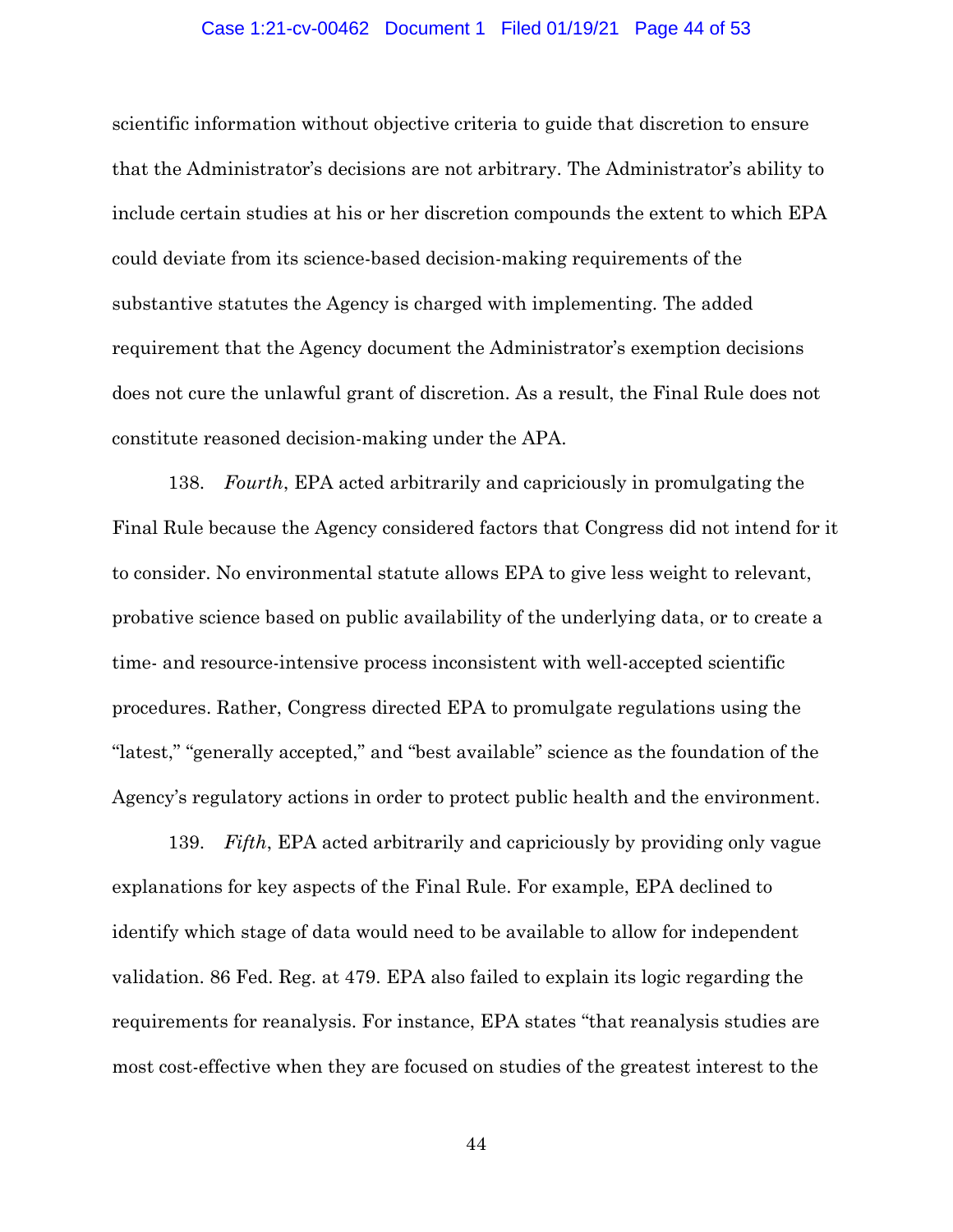scientific information without objective criteria to guide that discretion to ensure that the Administrator's decisions are not arbitrary. The Administrator's ability to include certain studies at his or her discretion compounds the extent to which EPA could deviate from its science-based decision-making requirements of the substantive statutes the Agency is charged with implementing. The added requirement that the Agency document the Administrator's exemption decisions does not cure the unlawful grant of discretion. As a result, the Final Rule does not constitute reasoned decision-making under the APA.

138. *Fourth*, EPA acted arbitrarily and capriciously in promulgating the Final Rule because the Agency considered factors that Congress did not intend for it to consider. No environmental statute allows EPA to give less weight to relevant, probative science based on public availability of the underlying data, or to create a time- and resource-intensive process inconsistent with well-accepted scientific procedures. Rather, Congress directed EPA to promulgate regulations using the "latest," "generally accepted," and "best available" science as the foundation of the Agency's regulatory actions in order to protect public health and the environment.

139. *Fifth*, EPA acted arbitrarily and capriciously by providing only vague explanations for key aspects of the Final Rule. For example, EPA declined to identify which stage of data would need to be available to allow for independent validation. 86 Fed. Reg. at 479. EPA also failed to explain its logic regarding the requirements for reanalysis. For instance, EPA states "that reanalysis studies are most cost-effective when they are focused on studies of the greatest interest to the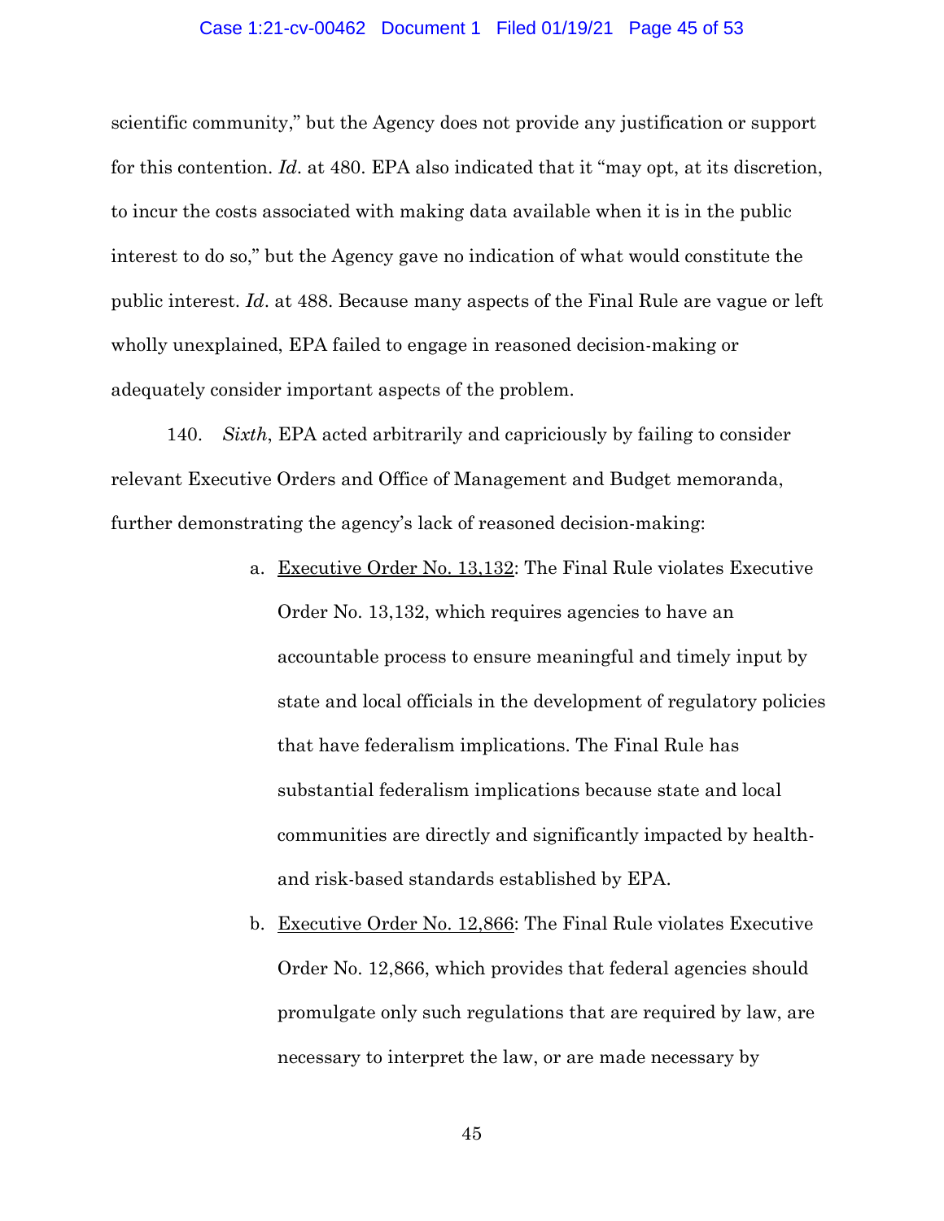scientific community," but the Agency does not provide any justification or support for this contention. *Id*. at 480. EPA also indicated that it "may opt, at its discretion, to incur the costs associated with making data available when it is in the public interest to do so," but the Agency gave no indication of what would constitute the public interest. *Id*. at 488. Because many aspects of the Final Rule are vague or left wholly unexplained, EPA failed to engage in reasoned decision-making or adequately consider important aspects of the problem.

140. *Sixth*, EPA acted arbitrarily and capriciously by failing to consider relevant Executive Orders and Office of Management and Budget memoranda, further demonstrating the agency's lack of reasoned decision-making:

a. Executive Order No. 13,132: The Final Rule violates Executive Order No. 13,132, which requires agencies to have an accountable process to ensure meaningful and timely input by state and local officials in the development of regulatory policies that have federalism implications. The Final Rule has substantial federalism implications because state and local communities are directly and significantly impacted by health- and risk-based standards established by EPA.

b. Executive Order No. 12,866: The Final Rule violates Executive Order No. 12,866, which provides that federal agencies should promulgate only such regulations that are required by law, are necessary to interpret the law, or are made necessary by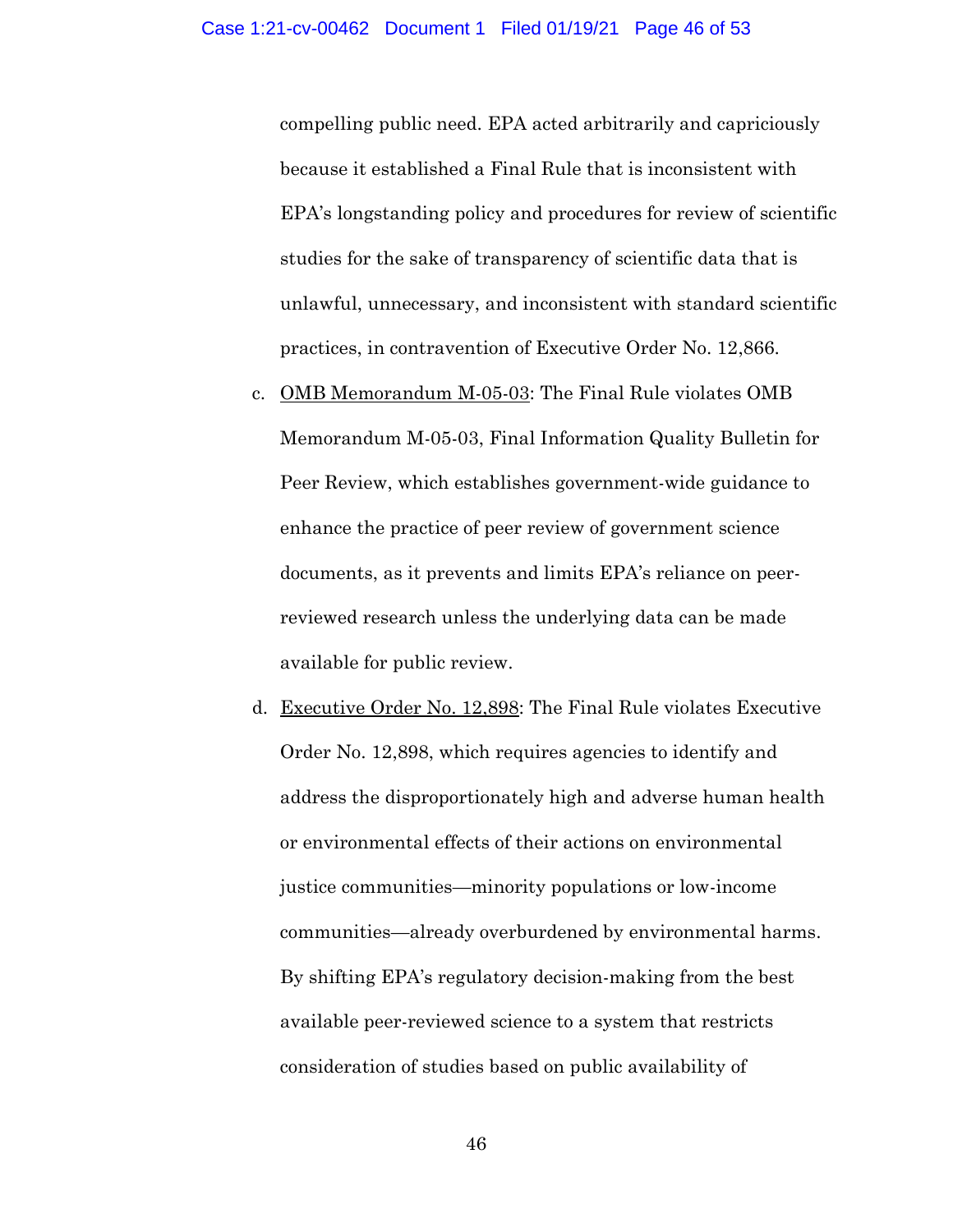compelling public need. EPA acted arbitrarily and capriciously because it established a Final Rule that is inconsistent with EPA's longstanding policy and procedures for review of scientific studies for the sake of transparency of scientific data that is unlawful, unnecessary, and inconsistent with standard scientific practices, in contravention of Executive Order No. 12,866.

c. <u>OMB Memorandum M-05-03</u>: The Final Rule violates OMB Memorandum M-05-03, Final Information Quality Bulletin for Peer Review, which establishes government-wide guidance to enhance the practice of peer review of government science documents, as it prevents and limits EPA's reliance on peer-reviewed research unless the underlying data can be made available for public review.

d. <u>Executive Order No. 12,898</u>: The Final Rule violates Executive Order No. 12,898, which requires agencies to identify and address the disproportionately high and adverse human health or environmental effects of their actions on environmental justice communities—minority populations or low-income communities—already overburdened by environmental harms. By shifting EPA's regulatory decision-making from the best available peer-reviewed science to a system that restricts consideration of studies based on public availability of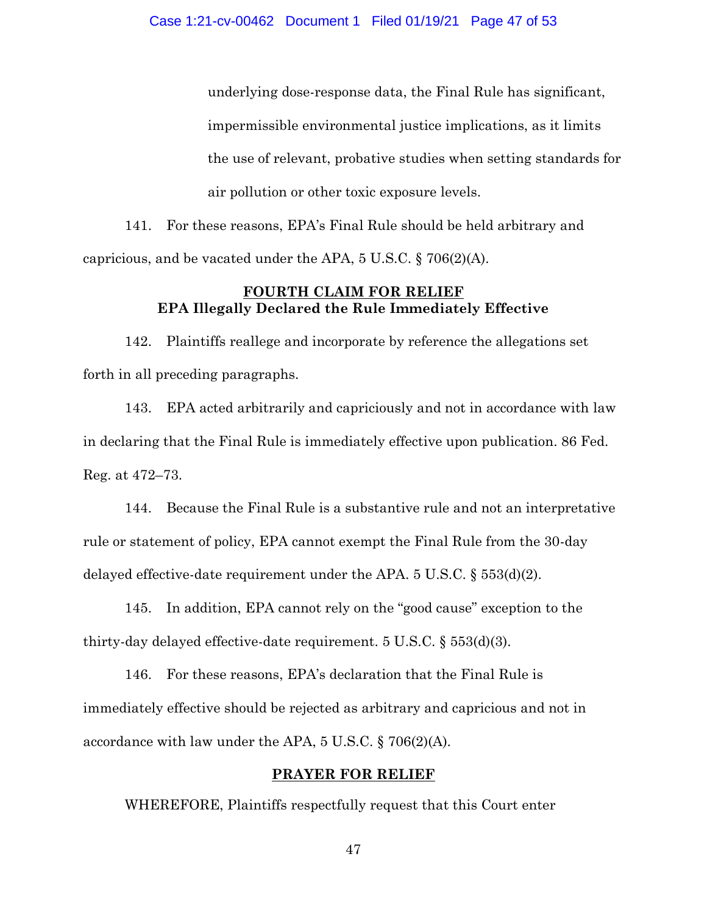underlying dose-response data, the Final Rule has significant, impermissible environmental justice implications, as it limits the use of relevant, probative studies when setting standards for air pollution or other toxic exposure levels.

141. For these reasons, EPA's Final Rule should be held arbitrary and capricious, and be vacated under the APA, 5 U.S.C. § 706(2)(A).

## FOURTH CLAIM FOR RELIEF
### EPA Illegally Declared the Rule Immediately Effective

142. Plaintiffs reallege and incorporate by reference the allegations set forth in all preceding paragraphs.

143. EPA acted arbitrarily and capriciously and not in accordance with law in declaring that the Final Rule is immediately effective upon publication. 86 Fed. Reg. at 472–73.

144. Because the Final Rule is a substantive rule and not an interpretative rule or statement of policy, EPA cannot exempt the Final Rule from the 30-day delayed effective-date requirement under the APA. 5 U.S.C. § 553(d)(2).

145. In addition, EPA cannot rely on the "good cause" exception to the thirty-day delayed effective-date requirement. 5 U.S.C. § 553(d)(3).

146. For these reasons, EPA's declaration that the Final Rule is immediately effective should be rejected as arbitrary and capricious and not in accordance with law under the APA, 5 U.S.C. § 706(2)(A).

## PRAYER FOR RELIEF

WHEREFORE, Plaintiffs respectfully request that this Court enter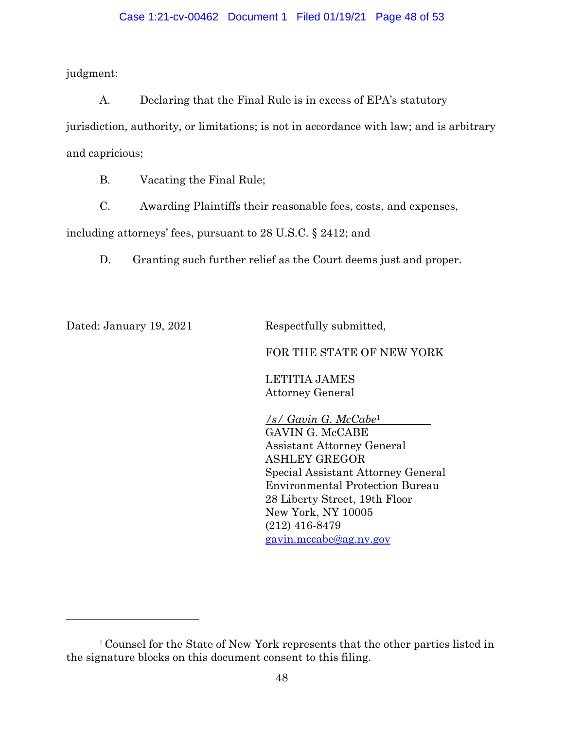judgment:

A. Declaring that the Final Rule is in excess of EPA's statutory jurisdiction, authority, or limitations; is not in accordance with law; and is arbitrary and capricious;

B. Vacating the Final Rule;

C. Awarding Plaintiffs their reasonable fees, costs, and expenses, including attorneys' fees, pursuant to 28 U.S.C. § 2412; and

D. Granting such further relief as the Court deems just and proper.

Dated: January 19, 2021

Respectfully submitted,

FOR THE STATE OF NEW YORK

LETITIA JAMES
Attorney General

*/s/ Gavin G. McCabe*[1]
GAVIN G. McCABE
Assistant Attorney General
ASHLEY GREGOR
Special Assistant Attorney General
Environmental Protection Bureau
28 Liberty Street, 19th Floor
New York, NY 10005
(212) 416-8479
gavin.mccabe@ag.ny.gov

---

[1] Counsel for the State of New York represents that the other parties listed in the signature blocks on this document consent to this filing.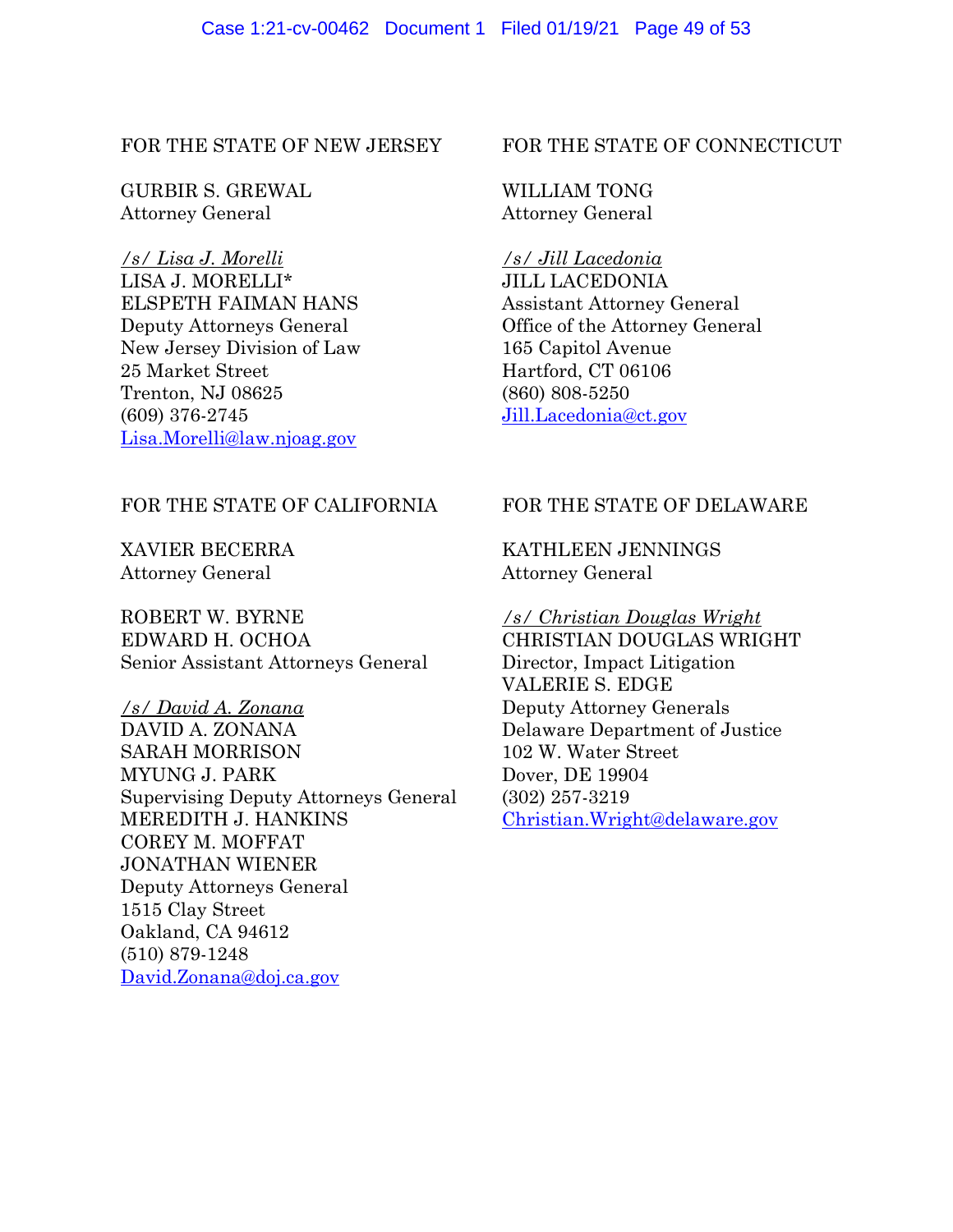FOR THE STATE OF NEW JERSEY

GURBIR S. GREWAL
Attorney General

*/s/ Lisa J. Morelli*
LISA J. MORELLI*
ELSPETH FAIMAN HANS
Deputy Attorneys General
New Jersey Division of Law
25 Market Street
Trenton, NJ 08625
(609) 376-2745
Lisa.Morelli@law.njoag.gov

FOR THE STATE OF CONNECTICUT

WILLIAM TONG
Attorney General

*/s/ Jill Lacedonia*
JILL LACEDONIA
Assistant Attorney General
Office of the Attorney General
165 Capitol Avenue
Hartford, CT 06106
(860) 808-5250
Jill.Lacedonia@ct.gov

FOR THE STATE OF CALIFORNIA

XAVIER BECERRA
Attorney General

ROBERT W. BYRNE
EDWARD H. OCHOA
Senior Assistant Attorneys General

*/s/ David A. Zonana*
DAVID A. ZONANA
SARAH MORRISON
MYUNG J. PARK
Supervising Deputy Attorneys General
MEREDITH J. HANKINS
COREY M. MOFFAT
JONATHAN WIENER
Deputy Attorneys General
1515 Clay Street
Oakland, CA 94612
(510) 879-1248
David.Zonana@doj.ca.gov

FOR THE STATE OF DELAWARE

KATHLEEN JENNINGS
Attorney General

*/s/ Christian Douglas Wright*
CHRISTIAN DOUGLAS WRIGHT
Director, Impact Litigation
VALERIE S. EDGE
Deputy Attorney Generals
Delaware Department of Justice
102 W. Water Street
Dover, DE 19904
(302) 257-3219
Christian.Wright@delaware.gov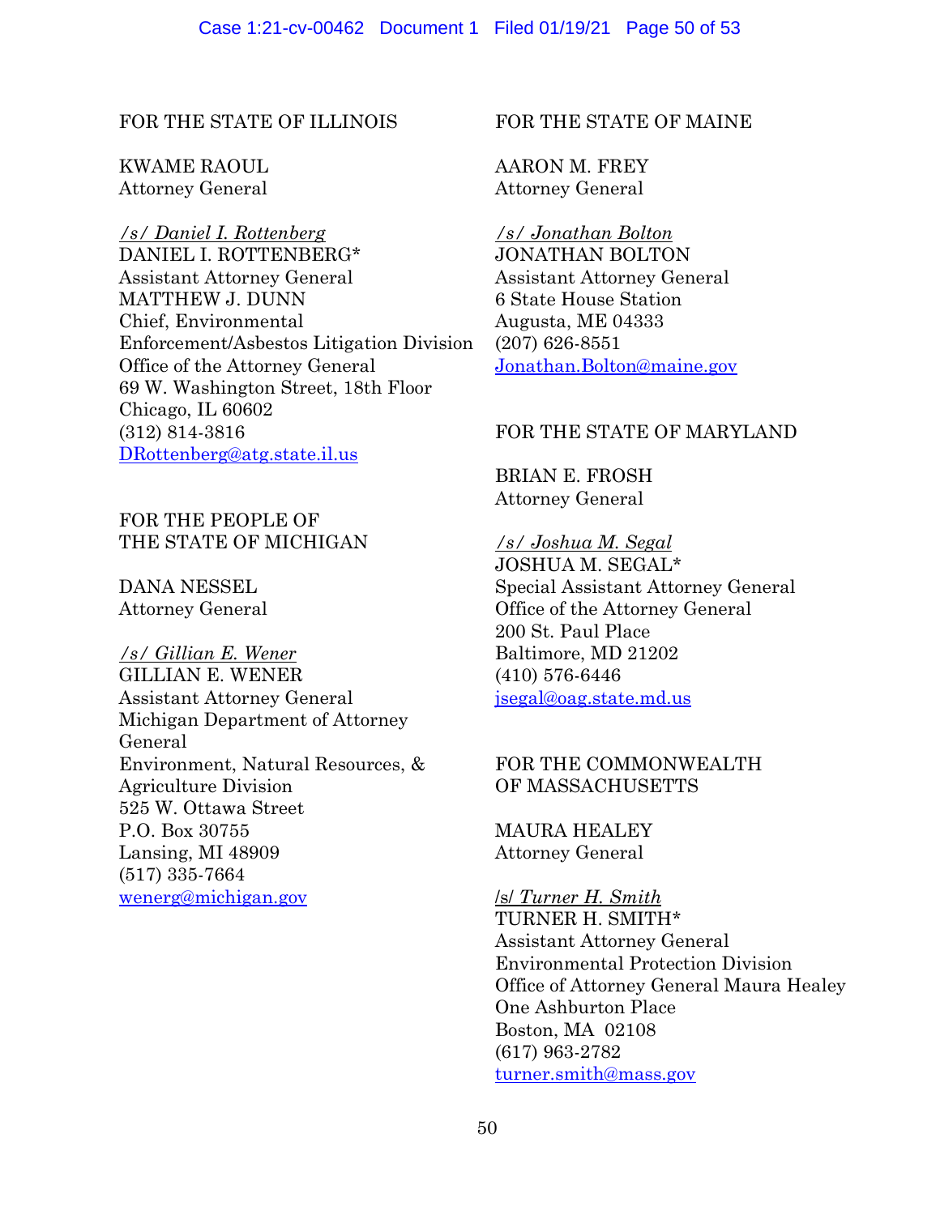FOR THE STATE OF ILLINOIS

KWAME RAOUL
Attorney General

*/s/ Daniel I. Rottenberg*
DANIEL I. ROTTENBERG*
Assistant Attorney General
MATTHEW J. DUNN
Chief, Environmental Enforcement/Asbestos Litigation Division
Office of the Attorney General
69 W. Washington Street, 18th Floor
Chicago, IL 60602
(312) 814-3816
DRottenberg@atg.state.il.us

FOR THE PEOPLE OF THE STATE OF MICHIGAN

DANA NESSEL
Attorney General

*/s/ Gillian E. Wener*
GILLIAN E. WENER
Assistant Attorney General
Michigan Department of Attorney General
Environment, Natural Resources, & Agriculture Division
525 W. Ottawa Street
P.O. Box 30755
Lansing, MI 48909
(517) 335-7664
wenerg@michigan.gov

FOR THE STATE OF MAINE

AARON M. FREY
Attorney General

*/s/ Jonathan Bolton*
JONATHAN BOLTON
Assistant Attorney General
6 State House Station
Augusta, ME 04333
(207) 626-8551
Jonathan.Bolton@maine.gov

FOR THE STATE OF MARYLAND

BRIAN E. FROSH
Attorney General

*/s/ Joshua M. Segal*
JOSHUA M. SEGAL*
Special Assistant Attorney General
Office of the Attorney General
200 St. Paul Place
Baltimore, MD 21202
(410) 576-6446
jsegal@oag.state.md.us

FOR THE COMMONWEALTH OF MASSACHUSETTS

MAURA HEALEY
Attorney General

/s/ *Turner H. Smith*
TURNER H. SMITH*
Assistant Attorney General
Environmental Protection Division
Office of Attorney General Maura Healey
One Ashburton Place
Boston, MA 02108
(617) 963-2782
turner.smith@mass.gov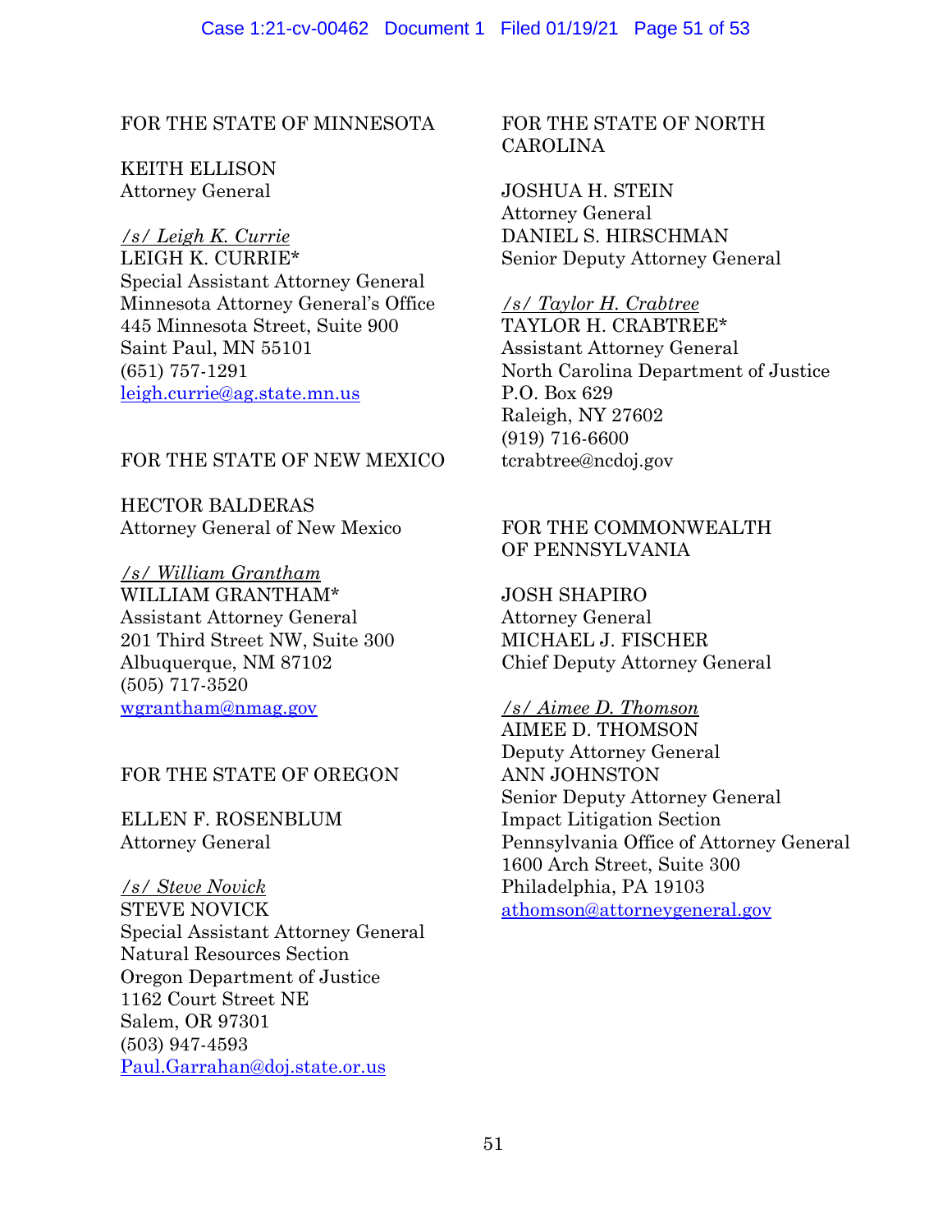FOR THE STATE OF MINNESOTA

KEITH ELLISON
Attorney General

*/s/ Leigh K. Currie*
LEIGH K. CURRIE*
Special Assistant Attorney General
Minnesota Attorney General's Office
445 Minnesota Street, Suite 900
Saint Paul, MN 55101
(651) 757-1291
leigh.currie@ag.state.mn.us

FOR THE STATE OF NEW MEXICO

HECTOR BALDERAS
Attorney General of New Mexico

*/s/ William Grantham*
WILLIAM GRANTHAM*
Assistant Attorney General
201 Third Street NW, Suite 300
Albuquerque, NM 87102
(505) 717-3520
wgrantham@nmag.gov

FOR THE STATE OF OREGON

ELLEN F. ROSENBLUM
Attorney General

*/s/ Steve Novick*
STEVE NOVICK
Special Assistant Attorney General
Natural Resources Section
Oregon Department of Justice
1162 Court Street NE
Salem, OR 97301
(503) 947-4593
Paul.Garrahan@doj.state.or.us

FOR THE STATE OF NORTH CAROLINA

JOSHUA H. STEIN
Attorney General
DANIEL S. HIRSCHMAN
Senior Deputy Attorney General

*/s/ Taylor H. Crabtree*
TAYLOR H. CRABTREE*
Assistant Attorney General
North Carolina Department of Justice
P.O. Box 629
Raleigh, NY 27602
(919) 716-6600
tcrabtree@ncdoj.gov

FOR THE COMMONWEALTH OF PENNSYLVANIA

JOSH SHAPIRO
Attorney General
MICHAEL J. FISCHER
Chief Deputy Attorney General

*/s/ Aimee D. Thomson*
AIMEE D. THOMSON
Deputy Attorney General
ANN JOHNSTON
Senior Deputy Attorney General
Impact Litigation Section
Pennsylvania Office of Attorney General
1600 Arch Street, Suite 300
Philadelphia, PA 19103
athomson@attorneygeneral.gov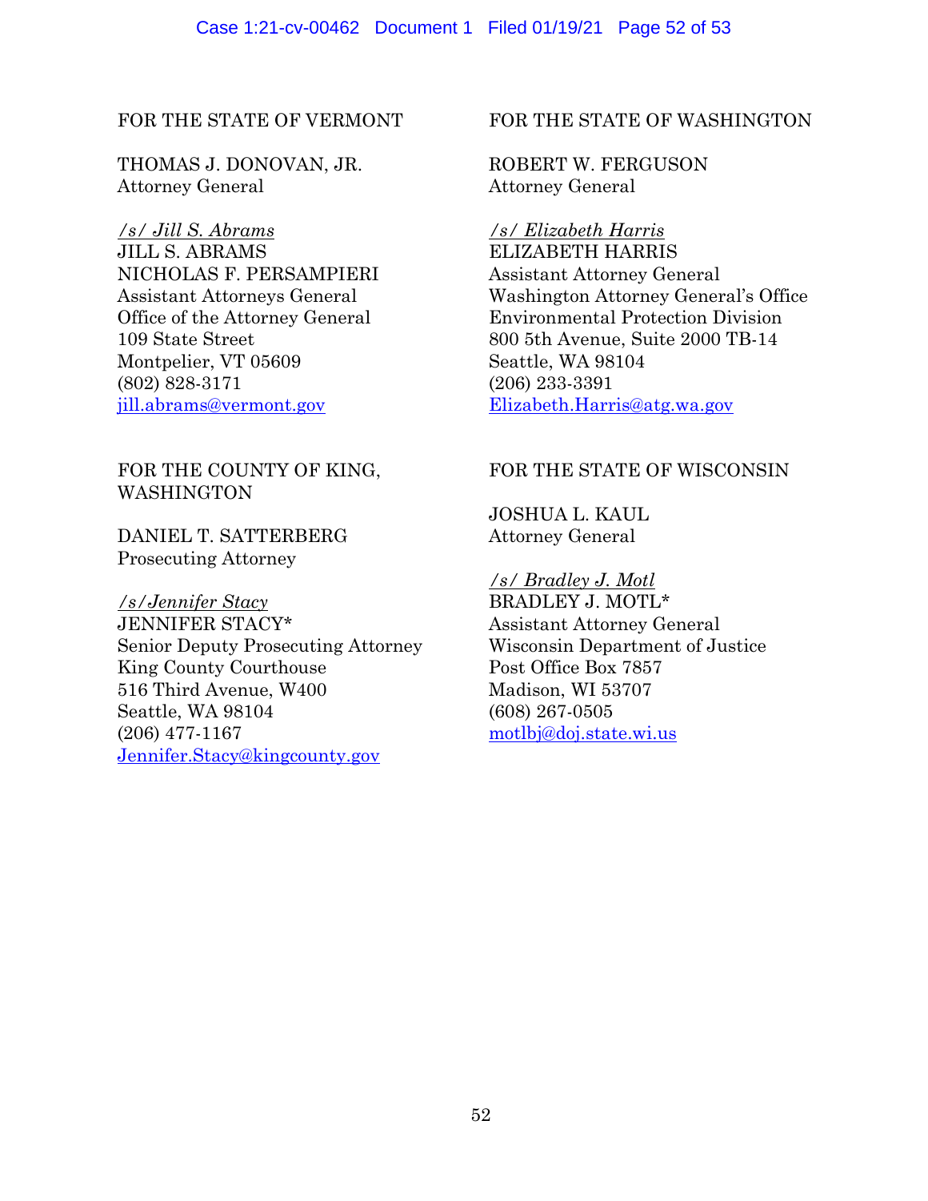FOR THE STATE OF VERMONT

THOMAS J. DONOVAN, JR.
Attorney General

*/s/ Jill S. Abrams*
JILL S. ABRAMS
NICHOLAS F. PERSAMPIERI
Assistant Attorneys General
Office of the Attorney General
109 State Street
Montpelier, VT 05609
(802) 828-3171
jill.abrams@vermont.gov

FOR THE COUNTY OF KING, WASHINGTON

DANIEL T. SATTERBERG
Prosecuting Attorney

*/s/Jennifer Stacy*
JENNIFER STACY*
Senior Deputy Prosecuting Attorney
King County Courthouse
516 Third Avenue, W400
Seattle, WA 98104
(206) 477-1167
Jennifer.Stacy@kingcounty.gov

FOR THE STATE OF WASHINGTON

ROBERT W. FERGUSON
Attorney General

*/s/ Elizabeth Harris*
ELIZABETH HARRIS
Assistant Attorney General
Washington Attorney General's Office
Environmental Protection Division
800 5th Avenue, Suite 2000 TB-14
Seattle, WA 98104
(206) 233-3391
Elizabeth.Harris@atg.wa.gov

FOR THE STATE OF WISCONSIN

JOSHUA L. KAUL
Attorney General

*/s/ Bradley J. Motl*
BRADLEY J. MOTL*
Assistant Attorney General
Wisconsin Department of Justice
Post Office Box 7857
Madison, WI 53707
(608) 267-0505
motlbj@doj.state.wi.us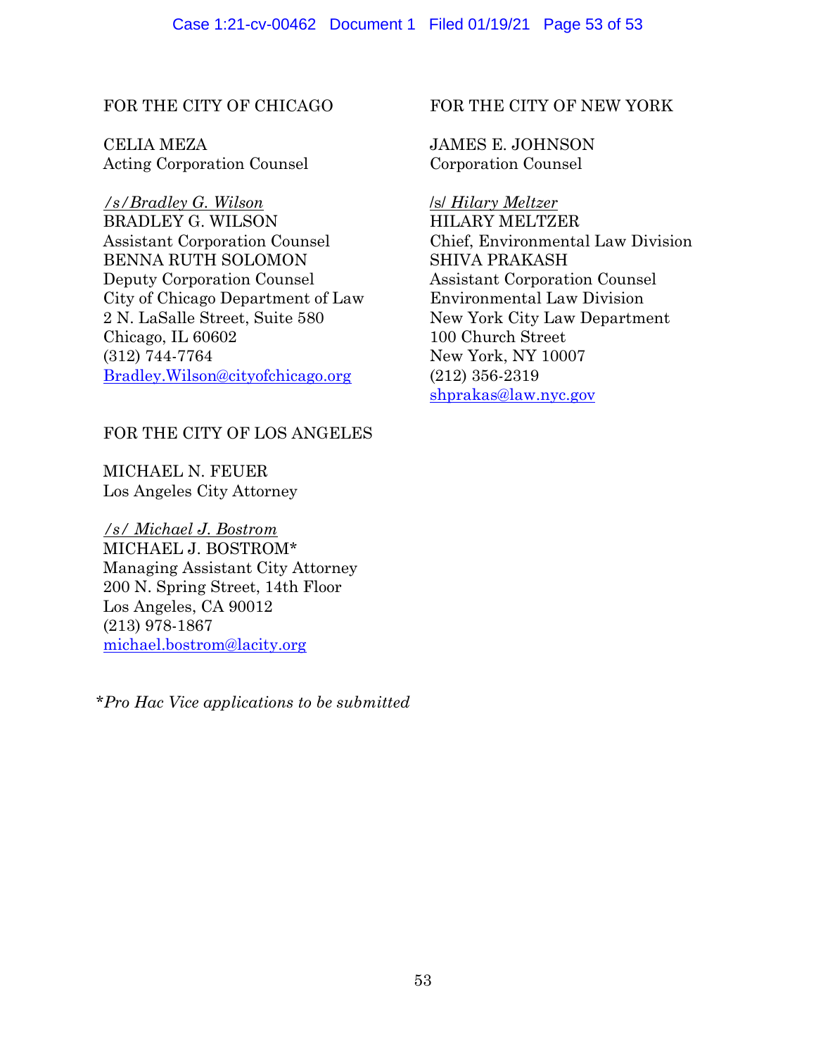FOR THE CITY OF CHICAGO

CELIA MEZA
Acting Corporation Counsel

*/s/Bradley G. Wilson*
BRADLEY G. WILSON
Assistant Corporation Counsel
BENNA RUTH SOLOMON
Deputy Corporation Counsel
City of Chicago Department of Law
2 N. LaSalle Street, Suite 580
Chicago, IL 60602
(312) 744-7764
Bradley.Wilson@cityofchicago.org

FOR THE CITY OF NEW YORK

JAMES E. JOHNSON
Corporation Counsel

/s/ *Hilary Meltzer*
HILARY MELTZER
Chief, Environmental Law Division
SHIVA PRAKASH
Assistant Corporation Counsel
Environmental Law Division
New York City Law Department
100 Church Street
New York, NY 10007
(212) 356-2319
shprakas@law.nyc.gov

FOR THE CITY OF LOS ANGELES

MICHAEL N. FEUER
Los Angeles City Attorney

*/s/ Michael J. Bostrom*
MICHAEL J. BOSTROM*
Managing Assistant City Attorney
200 N. Spring Street, 14th Floor
Los Angeles, CA 90012
(213) 978-1867
michael.bostrom@lacity.org

**Pro Hac Vice applications to be submitted*